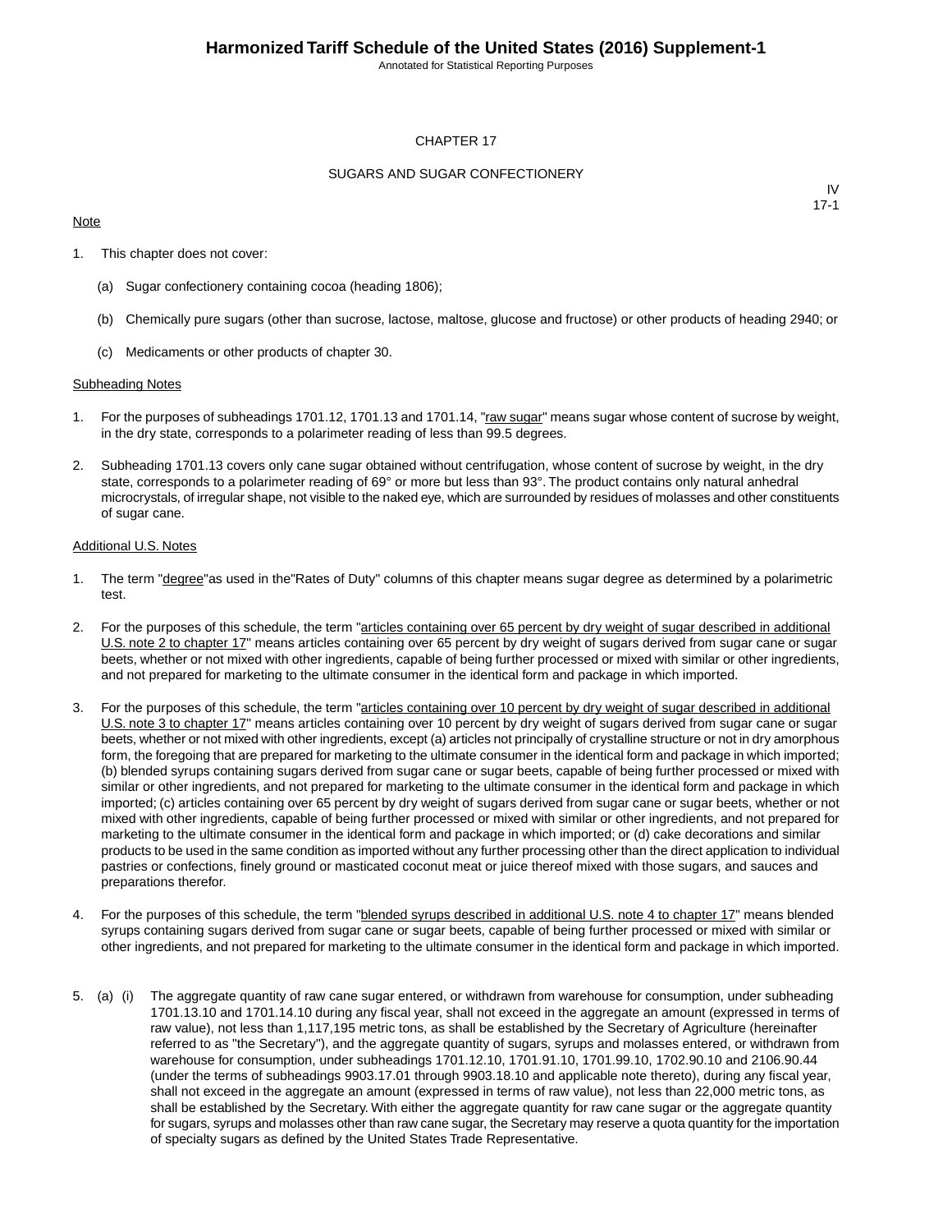# CHAPTER 17

## SUGARS AND SUGAR CONFECTIONERY

IV
17-1

Note

1. This chapter does not cover:

   (a) Sugar confectionery containing cocoa (heading 1806);

   (b) Chemically pure sugars (other than sucrose, lactose, maltose, glucose and fructose) or other products of heading 2940; or

   (c) Medicaments or other products of chapter 30.

Subheading Notes

1. For the purposes of subheadings 1701.12, 1701.13 and 1701.14, "raw sugar" means sugar whose content of sucrose by weight, in the dry state, corresponds to a polarimeter reading of less than 99.5 degrees.

2. Subheading 1701.13 covers only cane sugar obtained without centrifugation, whose content of sucrose by weight, in the dry state, corresponds to a polarimeter reading of 69° or more but less than 93°. The product contains only natural anhedral microcrystals, of irregular shape, not visible to the naked eye, which are surrounded by residues of molasses and other constituents of sugar cane.

Additional U.S. Notes

1. The term "degree"as used in the"Rates of Duty" columns of this chapter means sugar degree as determined by a polarimetric test.

2. For the purposes of this schedule, the term "articles containing over 65 percent by dry weight of sugar described in additional U.S. note 2 to chapter 17" means articles containing over 65 percent by dry weight of sugars derived from sugar cane or sugar beets, whether or not mixed with other ingredients, capable of being further processed or mixed with similar or other ingredients, and not prepared for marketing to the ultimate consumer in the identical form and package in which imported.

3. For the purposes of this schedule, the term "articles containing over 10 percent by dry weight of sugar described in additional U.S. note 3 to chapter 17" means articles containing over 10 percent by dry weight of sugars derived from sugar cane or sugar beets, whether or not mixed with other ingredients, except (a) articles not principally of crystalline structure or not in dry amorphous form, the foregoing that are prepared for marketing to the ultimate consumer in the identical form and package in which imported; (b) blended syrups containing sugars derived from sugar cane or sugar beets, capable of being further processed or mixed with similar or other ingredients, and not prepared for marketing to the ultimate consumer in the identical form and package in which imported; (c) articles containing over 65 percent by dry weight of sugars derived from sugar cane or sugar beets, whether or not mixed with other ingredients, capable of being further processed or mixed with similar or other ingredients, and not prepared for marketing to the ultimate consumer in the identical form and package in which imported; or (d) cake decorations and similar products to be used in the same condition as imported without any further processing other than the direct application to individual pastries or confections, finely ground or masticated coconut meat or juice thereof mixed with those sugars, and sauces and preparations therefor.

4. For the purposes of this schedule, the term "blended syrups described in additional U.S. note 4 to chapter 17" means blended syrups containing sugars derived from sugar cane or sugar beets, capable of being further processed or mixed with similar or other ingredients, and not prepared for marketing to the ultimate consumer in the identical form and package in which imported.

5. (a) (i) The aggregate quantity of raw cane sugar entered, or withdrawn from warehouse for consumption, under subheading 1701.13.10 and 1701.14.10 during any fiscal year, shall not exceed in the aggregate an amount (expressed in terms of raw value), not less than 1,117,195 metric tons, as shall be established by the Secretary of Agriculture (hereinafter referred to as "the Secretary"), and the aggregate quantity of sugars, syrups and molasses entered, or withdrawn from warehouse for consumption, under subheadings 1701.12.10, 1701.91.10, 1701.99.10, 1702.90.10 and 2106.90.44 (under the terms of subheadings 9903.17.01 through 9903.18.10 and applicable note thereto), during any fiscal year, shall not exceed in the aggregate an amount (expressed in terms of raw value), not less than 22,000 metric tons, as shall be established by the Secretary. With either the aggregate quantity for raw cane sugar or the aggregate quantity for sugars, syrups and molasses other than raw cane sugar, the Secretary may reserve a quota quantity for the importation of specialty sugars as defined by the United States Trade Representative.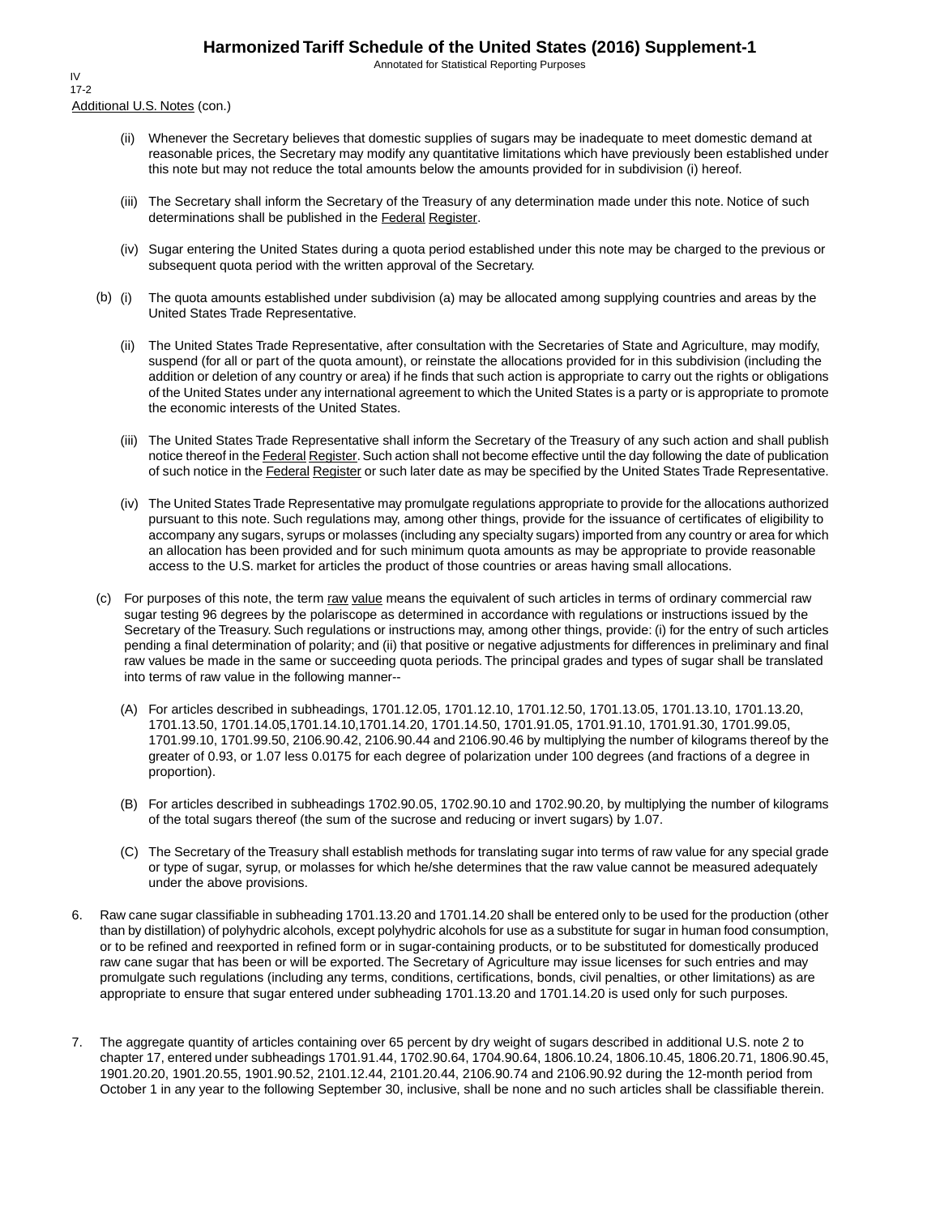Additional U.S. Notes (con.)

(ii) Whenever the Secretary believes that domestic supplies of sugars may be inadequate to meet domestic demand at reasonable prices, the Secretary may modify any quantitative limitations which have previously been established under this note but may not reduce the total amounts below the amounts provided for in subdivision (i) hereof.

(iii) The Secretary shall inform the Secretary of the Treasury of any determination made under this note. Notice of such determinations shall be published in the Federal Register.

(iv) Sugar entering the United States during a quota period established under this note may be charged to the previous or subsequent quota period with the written approval of the Secretary.

(b) (i) The quota amounts established under subdivision (a) may be allocated among supplying countries and areas by the United States Trade Representative.

(ii) The United States Trade Representative, after consultation with the Secretaries of State and Agriculture, may modify, suspend (for all or part of the quota amount), or reinstate the allocations provided for in this subdivision (including the addition or deletion of any country or area) if he finds that such action is appropriate to carry out the rights or obligations of the United States under any international agreement to which the United States is a party or is appropriate to promote the economic interests of the United States.

(iii) The United States Trade Representative shall inform the Secretary of the Treasury of any such action and shall publish notice thereof in the Federal Register. Such action shall not become effective until the day following the date of publication of such notice in the Federal Register or such later date as may be specified by the United States Trade Representative.

(iv) The United States Trade Representative may promulgate regulations appropriate to provide for the allocations authorized pursuant to this note. Such regulations may, among other things, provide for the issuance of certificates of eligibility to accompany any sugars, syrups or molasses (including any specialty sugars) imported from any country or area for which an allocation has been provided and for such minimum quota amounts as may be appropriate to provide reasonable access to the U.S. market for articles the product of those countries or areas having small allocations.

(c) For purposes of this note, the term raw value means the equivalent of such articles in terms of ordinary commercial raw sugar testing 96 degrees by the polariscope as determined in accordance with regulations or instructions issued by the Secretary of the Treasury. Such regulations or instructions may, among other things, provide: (i) for the entry of such articles pending a final determination of polarity; and (ii) that positive or negative adjustments for differences in preliminary and final raw values be made in the same or succeeding quota periods. The principal grades and types of sugar shall be translated into terms of raw value in the following manner--

(A) For articles described in subheadings, 1701.12.05, 1701.12.10, 1701.12.50, 1701.13.05, 1701.13.10, 1701.13.20, 1701.13.50, 1701.14.05,1701.14.10,1701.14.20, 1701.14.50, 1701.91.05, 1701.91.10, 1701.91.30, 1701.99.05, 1701.99.10, 1701.99.50, 2106.90.42, 2106.90.44 and 2106.90.46 by multiplying the number of kilograms thereof by the greater of 0.93, or 1.07 less 0.0175 for each degree of polarization under 100 degrees (and fractions of a degree in proportion).

(B) For articles described in subheadings 1702.90.05, 1702.90.10 and 1702.90.20, by multiplying the number of kilograms of the total sugars thereof (the sum of the sucrose and reducing or invert sugars) by 1.07.

(C) The Secretary of the Treasury shall establish methods for translating sugar into terms of raw value for any special grade or type of sugar, syrup, or molasses for which he/she determines that the raw value cannot be measured adequately under the above provisions.

6. Raw cane sugar classifiable in subheading 1701.13.20 and 1701.14.20 shall be entered only to be used for the production (other than by distillation) of polyhydric alcohols, except polyhydric alcohols for use as a substitute for sugar in human food consumption, or to be refined and reexported in refined form or in sugar-containing products, or to be substituted for domestically produced raw cane sugar that has been or will be exported. The Secretary of Agriculture may issue licenses for such entries and may promulgate such regulations (including any terms, conditions, certifications, bonds, civil penalties, or other limitations) as are appropriate to ensure that sugar entered under subheading 1701.13.20 and 1701.14.20 is used only for such purposes.

7. The aggregate quantity of articles containing over 65 percent by dry weight of sugars described in additional U.S. note 2 to chapter 17, entered under subheadings 1701.91.44, 1702.90.64, 1704.90.64, 1806.10.24, 1806.10.45, 1806.20.71, 1806.90.45, 1901.20.20, 1901.20.55, 1901.90.52, 2101.12.44, 2101.20.44, 2106.90.74 and 2106.90.92 during the 12-month period from October 1 in any year to the following September 30, inclusive, shall be none and no such articles shall be classifiable therein.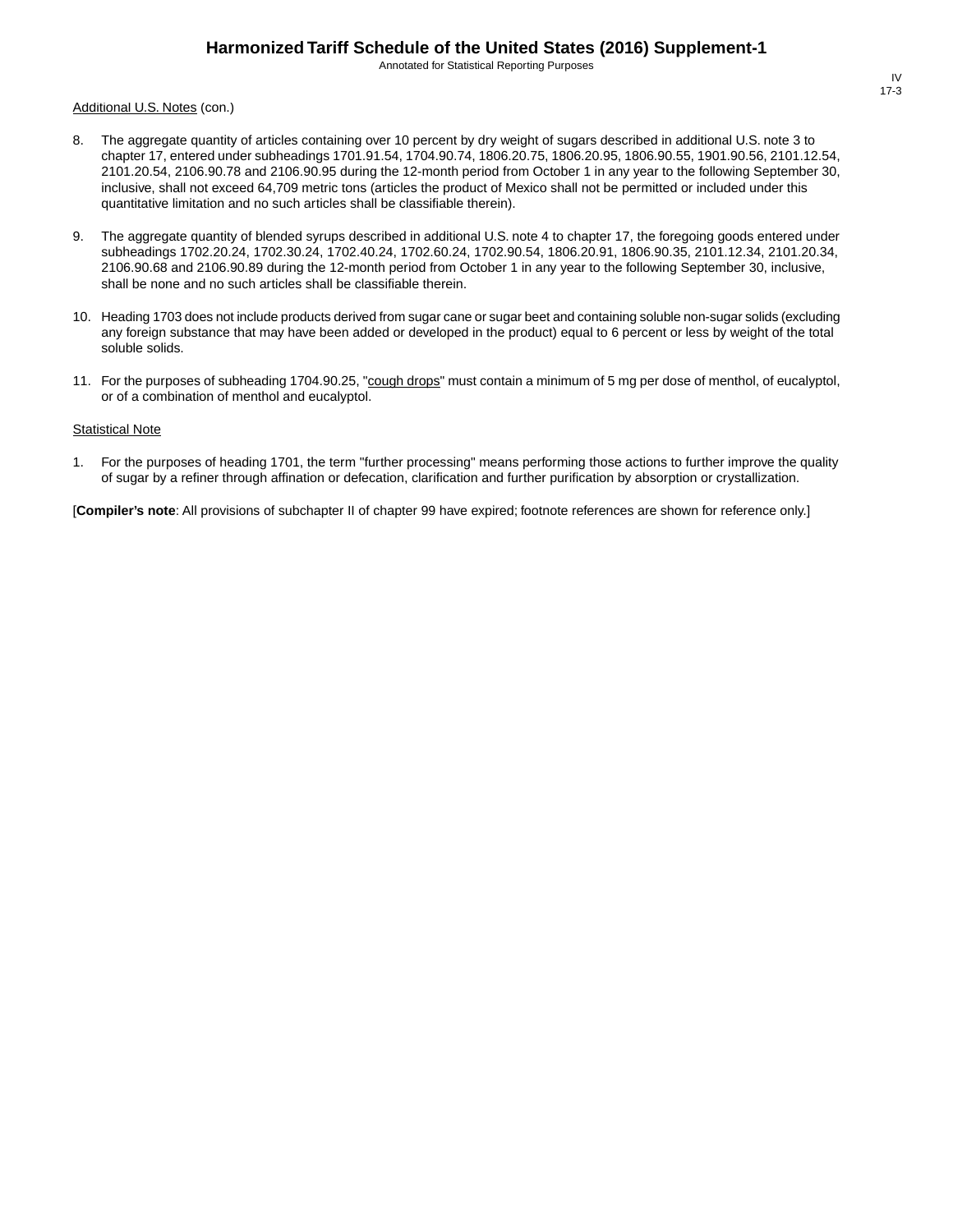Additional U.S. Notes (con.)

8. The aggregate quantity of articles containing over 10 percent by dry weight of sugars described in additional U.S. note 3 to chapter 17, entered under subheadings 1701.91.54, 1704.90.74, 1806.20.75, 1806.20.95, 1806.90.55, 1901.90.56, 2101.12.54, 2101.20.54, 2106.90.78 and 2106.90.95 during the 12-month period from October 1 in any year to the following September 30, inclusive, shall not exceed 64,709 metric tons (articles the product of Mexico shall not be permitted or included under this quantitative limitation and no such articles shall be classifiable therein).

9. The aggregate quantity of blended syrups described in additional U.S. note 4 to chapter 17, the foregoing goods entered under subheadings 1702.20.24, 1702.30.24, 1702.40.24, 1702.60.24, 1702.90.54, 1806.20.91, 1806.90.35, 2101.12.34, 2101.20.34, 2106.90.68 and 2106.90.89 during the 12-month period from October 1 in any year to the following September 30, inclusive, shall be none and no such articles shall be classifiable therein.

10. Heading 1703 does not include products derived from sugar cane or sugar beet and containing soluble non-sugar solids (excluding any foreign substance that may have been added or developed in the product) equal to 6 percent or less by weight of the total soluble solids.

11. For the purposes of subheading 1704.90.25, "cough drops" must contain a minimum of 5 mg per dose of menthol, of eucalyptol, or of a combination of menthol and eucalyptol.

Statistical Note

1. For the purposes of heading 1701, the term "further processing" means performing those actions to further improve the quality of sugar by a refiner through affination or defecation, clarification and further purification by absorption or crystallization.

[**Compiler's note**: All provisions of subchapter II of chapter 99 have expired; footnote references are shown for reference only.]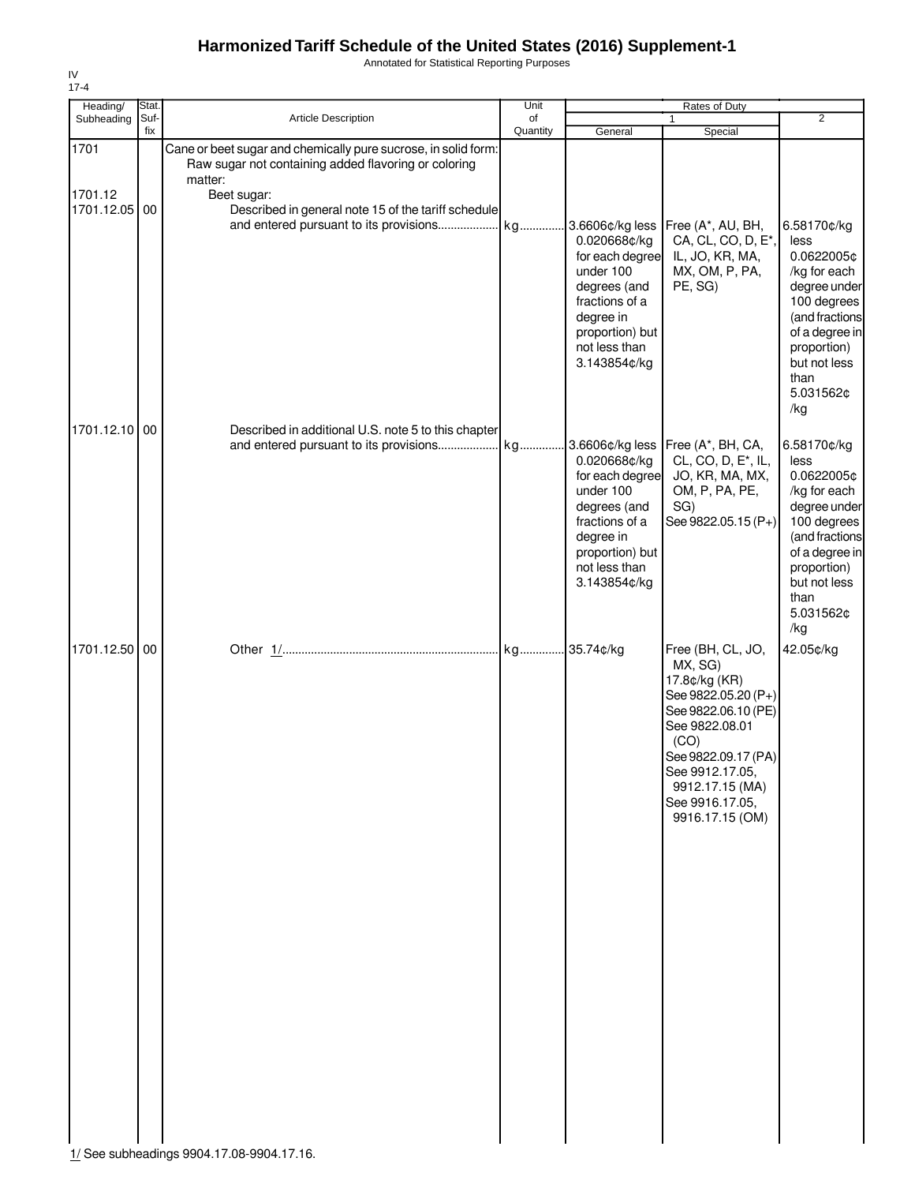# Harmonized Tariff Schedule of the United States (2016) Supplement-1

Annotated for Statistical Reporting Purposes

IV
17-4

| Heading/ Subheading | Stat. Suf- fix | Article Description | Unit of Quantity | Rates of Duty 1 General | Special | 2 |
|---|---|---|---|---|---|---|
| 1701 | | Cane or beet sugar and chemically pure sucrose, in solid form: | | | | |
| | | Raw sugar not containing added flavoring or coloring matter: | | | | |
| 1701.12 | | Beet sugar: | | | | |
| 1701.12.05 | 00 | Described in general note 15 of the tariff schedule and entered pursuant to its provisions | kg | 3.6606¢/kg less 0.020668¢/kg for each degree under 100 degrees (and fractions of a degree in proportion) but not less than 3.143854¢/kg | Free (A*, AU, BH, CA, CL, CO, D, E*, IL, JO, KR, MA, MX, OM, P, PA, PE, SG) | 6.58170¢/kg less 0.0622005¢ /kg for each degree under 100 degrees (and fractions of a degree in proportion) but not less than 5.031562¢ /kg |
| 1701.12.10 | 00 | Described in additional U.S. note 5 to this chapter and entered pursuant to its provisions | kg | 3.6606¢/kg less 0.020668¢/kg for each degree under 100 degrees (and fractions of a degree in proportion) but not less than 3.143854¢/kg | Free (A*, BH, CA, CL, CO, D, E*, IL, JO, KR, MA, MX, OM, P, PA, PE, SG) See 9822.05.15 (P+) | 6.58170¢/kg less 0.0622005¢ /kg for each degree under 100 degrees (and fractions of a degree in proportion) but not less than 5.031562¢ /kg |
| 1701.12.50 | 00 | Other 1/ | kg | 35.74¢/kg | Free (BH, CL, JO, MX, SG) 17.8¢/kg (KR) See 9822.05.20 (P+) See 9822.06.10 (PE) See 9822.08.01 (CO) See 9822.09.17 (PA) See 9912.17.05, 9912.17.15 (MA) See 9916.17.05, 9916.17.15 (OM) | 42.05¢/kg |

1/ See subheadings 9904.17.08-9904.17.16.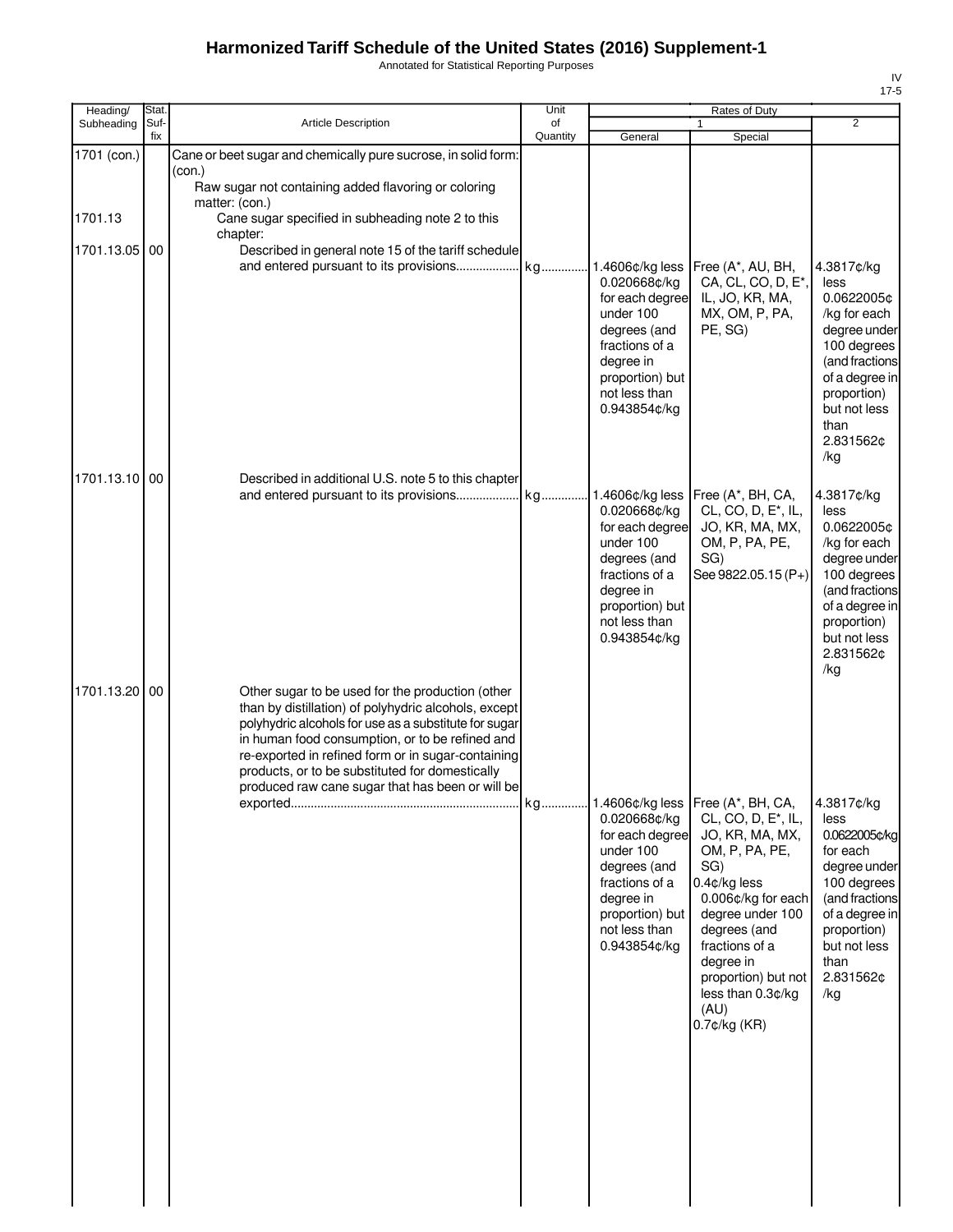# Harmonized Tariff Schedule of the United States (2016) Supplement-1

Annotated for Statistical Reporting Purposes

IV
17-5

| Heading/ Subheading | Stat. Suf- fix | Article Description | Unit of Quantity | Rates of Duty 1 General | Special | 2 |
|---|---|---|---|---|---|---|
| 1701 (con.) | | Cane or beet sugar and chemically pure sucrose, in solid form: (con.) | | | | |
| | | Raw sugar not containing added flavoring or coloring matter: (con.) | | | | |
| 1701.13 | | Cane sugar specified in subheading note 2 to this chapter: | | | | |
| 1701.13.05 | 00 | Described in general note 15 of the tariff schedule and entered pursuant to its provisions | kg | 1.4606¢/kg less 0.020668¢/kg for each degree under 100 degrees (and fractions of a degree in proportion) but not less than 0.943854¢/kg | Free (A*, AU, BH, CA, CL, CO, D, E*, IL, JO, KR, MA, MX, OM, P, PA, PE, SG) | 4.3817¢/kg less 0.0622005¢/kg for each degree under 100 degrees (and fractions of a degree in proportion) but not less than 2.831562¢/kg |
| 1701.13.10 | 00 | Described in additional U.S. note 5 to this chapter and entered pursuant to its provisions | kg | 1.4606¢/kg less 0.020668¢/kg for each degree under 100 degrees (and fractions of a degree in proportion) but not less than 0.943854¢/kg | Free (A*, BH, CA, CL, CO, D, E*, IL, JO, KR, MA, MX, OM, P, PA, PE, SG)<br>See 9822.05.15 (P+) | 4.3817¢/kg less 0.0622005¢/kg for each degree under 100 degrees (and fractions of a degree in proportion) but not less 2.831562¢/kg |
| 1701.13.20 | 00 | Other sugar to be used for the production (other than by distillation) of polyhydric alcohols, except polyhydric alcohols for use as a substitute for sugar in human food consumption, or to be refined and re-exported in refined form or in sugar-containing products, or to be substituted for domestically produced raw cane sugar that has been or will be exported | kg | 1.4606¢/kg less 0.020668¢/kg for each degree under 100 degrees (and fractions of a degree in proportion) but not less than 0.943854¢/kg | Free (A*, BH, CA, CL, CO, D, E*, IL, JO, KR, MA, MX, OM, P, PA, PE, SG)<br>0.4¢/kg less 0.006¢/kg for each degree under 100 degrees (and fractions of a degree in proportion) but not less than 0.3¢/kg (AU)<br>0.7¢/kg (KR) | 4.3817¢/kg less 0.0622005¢/kg for each degree under 100 degrees (and fractions of a degree in proportion) but not less than 2.831562¢/kg |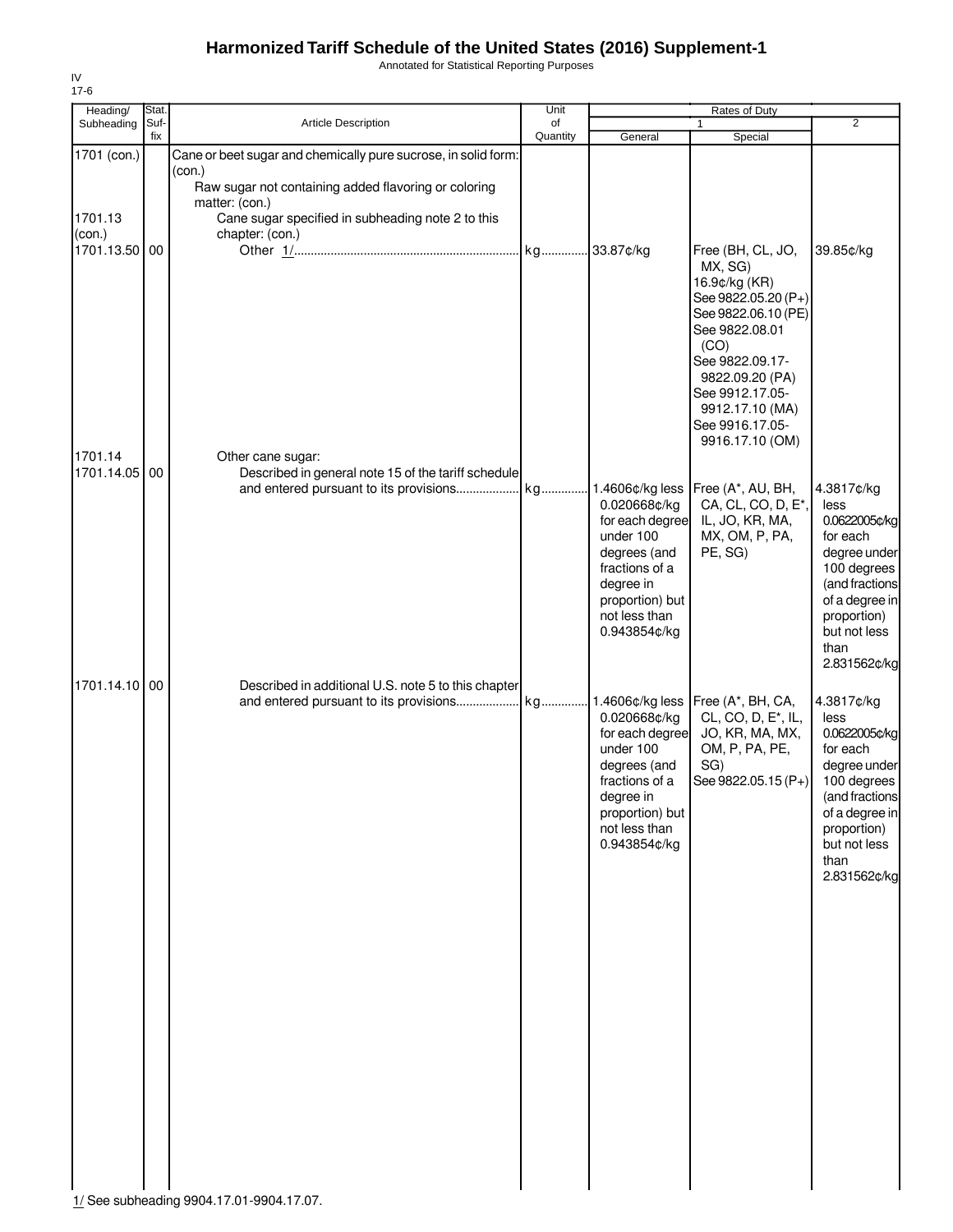# Harmonized Tariff Schedule of the United States (2016) Supplement-1

Annotated for Statistical Reporting Purposes

IV
17-6

| Heading/ Subheading | Stat. Suf- fix | Article Description | Unit of Quantity | Rates of Duty 1 General | Special | 2 |
|---|---|---|---|---|---|---|
| 1701 (con.) | | Cane or beet sugar and chemically pure sucrose, in solid form: (con.) | | | | |
| | | Raw sugar not containing added flavoring or coloring matter: (con.) | | | | |
| 1701.13 (con.) | | Cane sugar specified in subheading note 2 to this chapter: (con.) | | | | |
| 1701.13.50 | 00 | Other 1/ | kg | 33.87¢/kg | Free (BH, CL, JO, MX, SG) 16.9¢/kg (KR) See 9822.05.20 (P+) See 9822.06.10 (PE) See 9822.08.01 (CO) See 9822.09.17-9822.09.20 (PA) See 9912.17.05-9912.17.10 (MA) See 9916.17.05-9916.17.10 (OM) | 39.85¢/kg |
| 1701.14 | | Other cane sugar: | | | | |
| 1701.14.05 | 00 | Described in general note 15 of the tariff schedule and entered pursuant to its provisions | kg | 1.4606¢/kg less 0.020668¢/kg for each degree under 100 degrees (and fractions of a degree in proportion) but not less than 0.943854¢/kg | Free (A*, AU, BH, CA, CL, CO, D, E*, IL, JO, KR, MA, MX, OM, P, PA, PE, SG) | 4.3817¢/kg less 0.0622005¢/kg for each degree under 100 degrees (and fractions of a degree in proportion) but not less than 2.831562¢/kg |
| 1701.14.10 | 00 | Described in additional U.S. note 5 to this chapter and entered pursuant to its provisions | kg | 1.4606¢/kg less 0.020668¢/kg for each degree under 100 degrees (and fractions of a degree in proportion) but not less than 0.943854¢/kg | Free (A*, BH, CA, CL, CO, D, E*, IL, JO, KR, MA, MX, OM, P, PA, PE, SG) See 9822.05.15 (P+) | 4.3817¢/kg less 0.0622005¢/kg for each degree under 100 degrees (and fractions of a degree in proportion) but not less than 2.831562¢/kg |

1/ See subheading 9904.17.01-9904.17.07.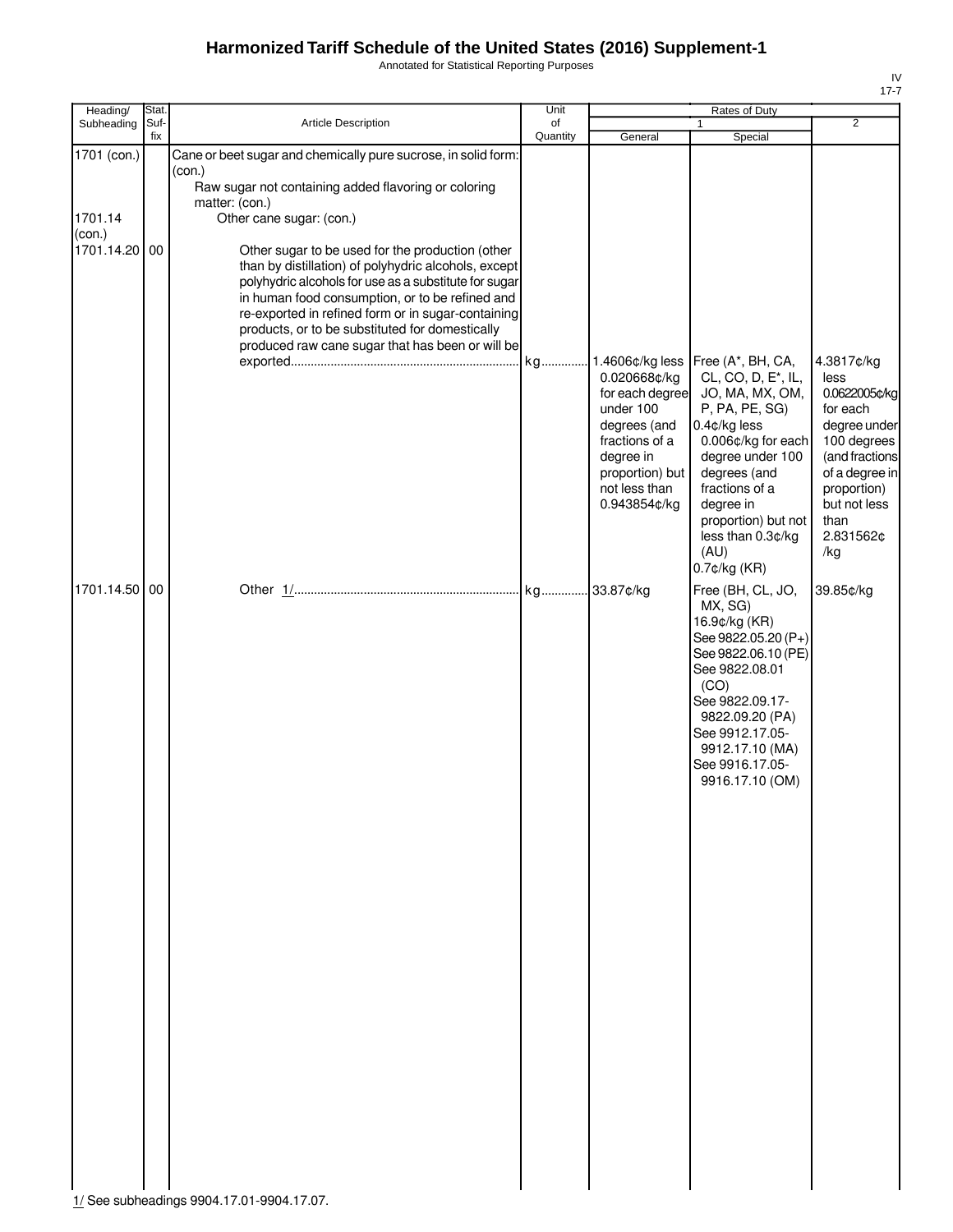# Harmonized Tariff Schedule of the United States (2016) Supplement-1

Annotated for Statistical Reporting Purposes

IV
17-7

| Heading/ Subheading | Stat. Suf-fix | Article Description | Unit of Quantity | Rates of Duty 1 General | Rates of Duty 1 Special | Rates of Duty 2 |
|---|---|---|---|---|---|---|
| 1701 (con.) | | Cane or beet sugar and chemically pure sucrose, in solid form: (con.) | | | | |
| | | Raw sugar not containing added flavoring or coloring matter: (con.) | | | | |
| 1701.14 (con.) | | Other cane sugar: (con.) | | | | |
| 1701.14.20 | 00 | Other sugar to be used for the production (other than by distillation) of polyhydric alcohols, except polyhydric alcohols for use as a substitute for sugar in human food consumption, or to be refined and re-exported in refined form or in sugar-containing products, or to be substituted for domestically produced raw cane sugar that has been or will be exported | kg | 1.4606¢/kg less 0.020668¢/kg for each degree under 100 degrees (and fractions of a degree in proportion) but not less than 0.943854¢/kg | Free (A*, BH, CA, CL, CO, D, E*, IL, JO, MA, MX, OM, P, PA, PE, SG) 0.4¢/kg less 0.006¢/kg for each degree under 100 degrees (and fractions of a degree in proportion) but not less than 0.3¢/kg (AU) 0.7¢/kg (KR) | 4.3817¢/kg less 0.0622005¢/kg for each degree under 100 degrees (and fractions of a degree in proportion) but not less than 2.831562¢ /kg |
| 1701.14.50 | 00 | Other 1/ | kg | 33.87¢/kg | Free (BH, CL, JO, MX, SG) 16.9¢/kg (KR) See 9822.05.20 (P+) See 9822.06.10 (PE) See 9822.08.01 (CO) See 9822.09.17-9822.09.20 (PA) See 9912.17.05-9912.17.10 (MA) See 9916.17.05-9916.17.10 (OM) | 39.85¢/kg |

1/ See subheadings 9904.17.01-9904.17.07.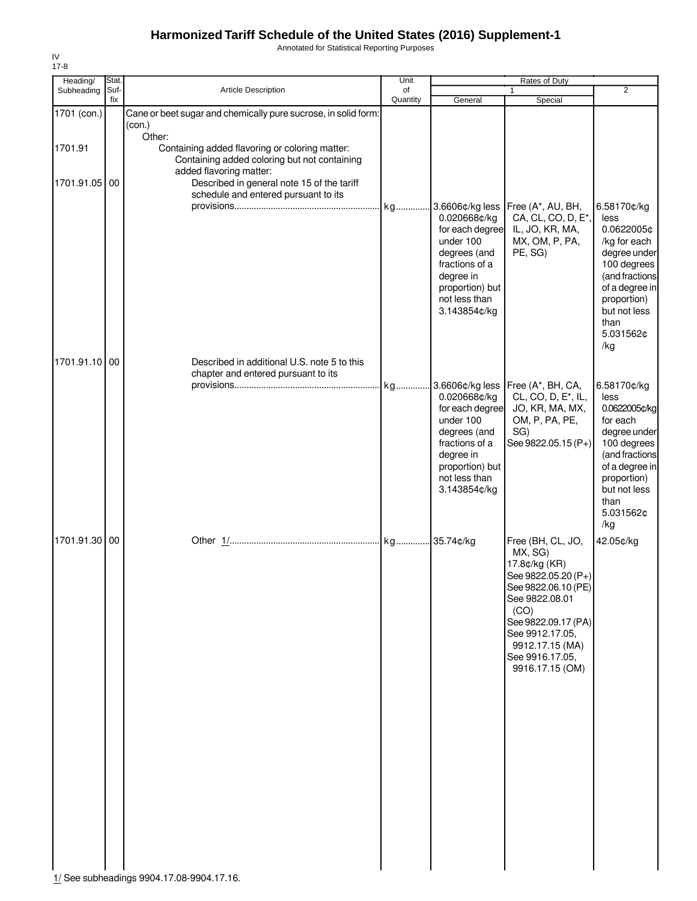# Harmonized Tariff Schedule of the United States (2016) Supplement-1

Annotated for Statistical Reporting Purposes

IV
17-8

| Heading/ Subheading | Stat. Suf- fix | Article Description | Unit of Quantity | Rates of Duty 1 General | Special | 2 |
|---|---|---|---|---|---|---|
| 1701 (con.) | | Cane or beet sugar and chemically pure sucrose, in solid form: (con.) | | | | |
| | | Other: | | | | |
| 1701.91 | | Containing added flavoring or coloring matter: | | | | |
| | | Containing added coloring but not containing added flavoring matter: | | | | |
| 1701.91.05 | 00 | Described in general note 15 of the tariff schedule and entered pursuant to its provisions | kg | 3.6606¢/kg less 0.020668¢/kg for each degree under 100 degrees (and fractions of a degree in proportion) but not less than 3.143854¢/kg | Free (A*, AU, BH, CA, CL, CO, D, E*, IL, JO, KR, MA, MX, OM, P, PA, PE, SG) | 6.58170¢/kg less 0.0622005¢/kg for each degree under 100 degrees (and fractions of a degree in proportion) but not less than 5.031562¢/kg |
| 1701.91.10 | 00 | Described in additional U.S. note 5 to this chapter and entered pursuant to its provisions | kg | 3.6606¢/kg less 0.020668¢/kg for each degree under 100 degrees (and fractions of a degree in proportion) but not less than 3.143854¢/kg | Free (A*, BH, CA, CL, CO, D, E*, IL, JO, KR, MA, MX, OM, P, PA, PE, SG) See 9822.05.15 (P+) | 6.58170¢/kg less 0.0622005¢/kg for each degree under 100 degrees (and fractions of a degree in proportion) but not less than 5.031562¢/kg |
| 1701.91.30 | 00 | Other 1/ | kg | 35.74¢/kg | Free (BH, CL, JO, MX, SG) 17.8¢/kg (KR) See 9822.05.20 (P+) See 9822.06.10 (PE) See 9822.08.01 (CO) See 9822.09.17 (PA) See 9912.17.05, 9912.17.15 (MA) See 9916.17.05, 9916.17.15 (OM) | 42.05¢/kg |

1/ See subheadings 9904.17.08-9904.17.16.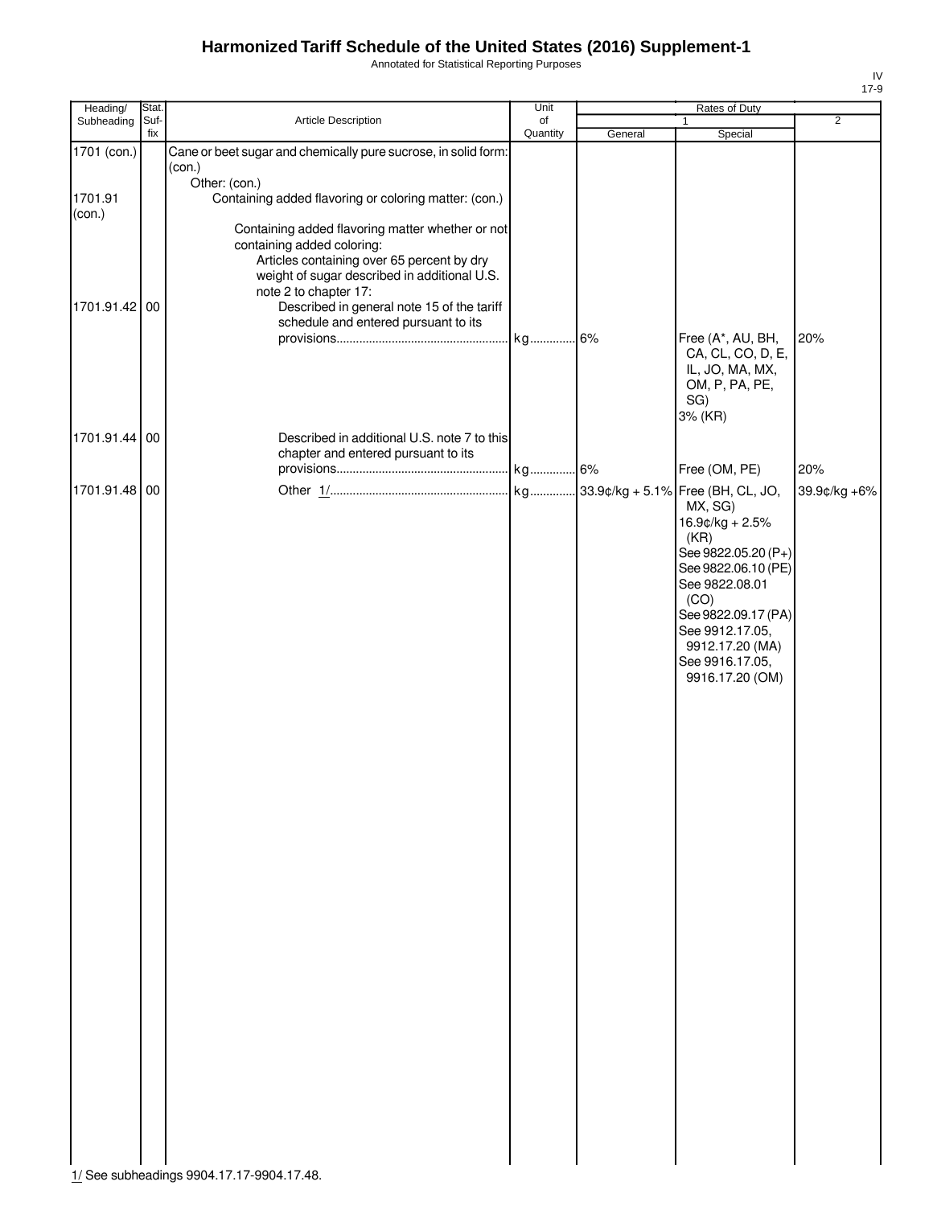# Harmonized Tariff Schedule of the United States (2016) Supplement-1

Annotated for Statistical Reporting Purposes

IV
17-9

| Heading/ Subheading | Stat. Suf- fix | Article Description | Unit of Quantity | Rates of Duty 1 General | Special | 2 |
|---|---|---|---|---|---|---|
| 1701 (con.) | | Cane or beet sugar and chemically pure sucrose, in solid form: (con.) | | | | |
| | | Other: (con.) | | | | |
| 1701.91 (con.) | | Containing added flavoring or coloring matter: (con.) | | | | |
| | | Containing added flavoring matter whether or not containing added coloring: | | | | |
| | | Articles containing over 65 percent by dry weight of sugar described in additional U.S. note 2 to chapter 17: | | | | |
| 1701.91.42 | 00 | Described in general note 15 of the tariff schedule and entered pursuant to its provisions | kg | 6% | Free (A*, AU, BH, CA, CL, CO, D, E, IL, JO, MA, MX, OM, P, PA, PE, SG) 3% (KR) | 20% |
| 1701.91.44 | 00 | Described in additional U.S. note 7 to this chapter and entered pursuant to its provisions | kg | 6% | Free (OM, PE) | 20% |
| 1701.91.48 | 00 | Other 1/ | kg | 33.9¢/kg + 5.1% | Free (BH, CL, JO, MX, SG) 16.9¢/kg + 2.5% (KR) See 9822.05.20 (P+) See 9822.06.10 (PE) See 9822.08.01 (CO) See 9822.09.17 (PA) See 9912.17.05, 9912.17.20 (MA) See 9916.17.05, 9916.17.20 (OM) | 39.9¢/kg +6% |

1/ See subheadings 9904.17.17-9904.17.48.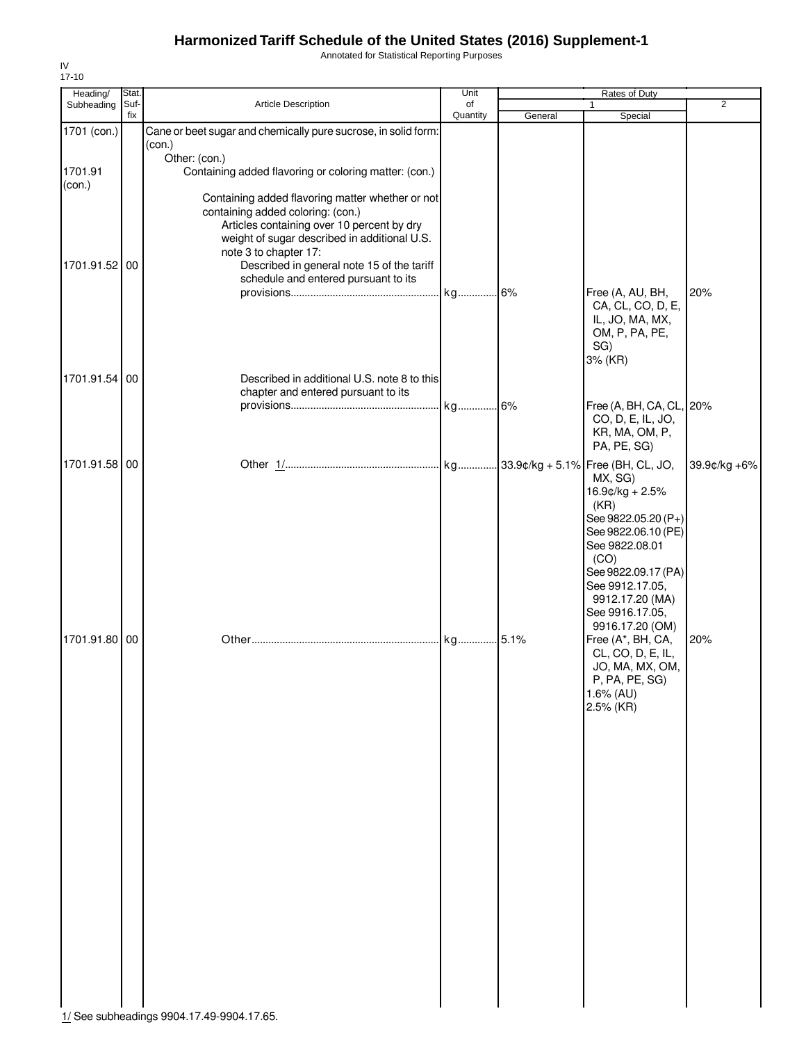# Harmonized Tariff Schedule of the United States (2016) Supplement-1

Annotated for Statistical Reporting Purposes

IV
17-10

| Heading/ Subheading | Stat. Suf- fix | Article Description | Unit of Quantity | Rates of Duty 1 General | Special | 2 |
|---|---|---|---|---|---|---|
| 1701 (con.) | | Cane or beet sugar and chemically pure sucrose, in solid form: (con.) | | | | |
| | | Other: (con.) | | | | |
| 1701.91 (con.) | | Containing added flavoring or coloring matter: (con.) | | | | |
| | | Containing added flavoring matter whether or not containing added coloring: (con.) | | | | |
| | | Articles containing over 10 percent by dry weight of sugar described in additional U.S. note 3 to chapter 17: | | | | |
| 1701.91.52 | 00 | Described in general note 15 of the tariff schedule and entered pursuant to its provisions | kg | 6% | Free (A, AU, BH, CA, CL, CO, D, E, IL, JO, MA, MX, OM, P, PA, PE, SG)<br>3% (KR) | 20% |
| 1701.91.54 | 00 | Described in additional U.S. note 8 to this chapter and entered pursuant to its provisions | kg | 6% | Free (A, BH, CA, CL, CO, D, E, IL, JO, KR, MA, OM, P, PA, PE, SG) | 20% |
| 1701.91.58 | 00 | Other 1/ | kg | 33.9¢/kg + 5.1% | Free (BH, CL, JO, MX, SG)<br>16.9¢/kg + 2.5% (KR)<br>See 9822.05.20 (P+)<br>See 9822.06.10 (PE)<br>See 9822.08.01 (CO)<br>See 9822.09.17 (PA)<br>See 9912.17.05, 9912.17.20 (MA)<br>See 9916.17.05, 9916.17.20 (OM) | 39.9¢/kg +6% |
| 1701.91.80 | 00 | Other | kg | 5.1% | Free (A*, BH, CA, CL, CO, D, E, IL, JO, MA, MX, OM, P, PA, PE, SG)<br>1.6% (AU)<br>2.5% (KR) | 20% |

1/ See subheadings 9904.17.49-9904.17.65.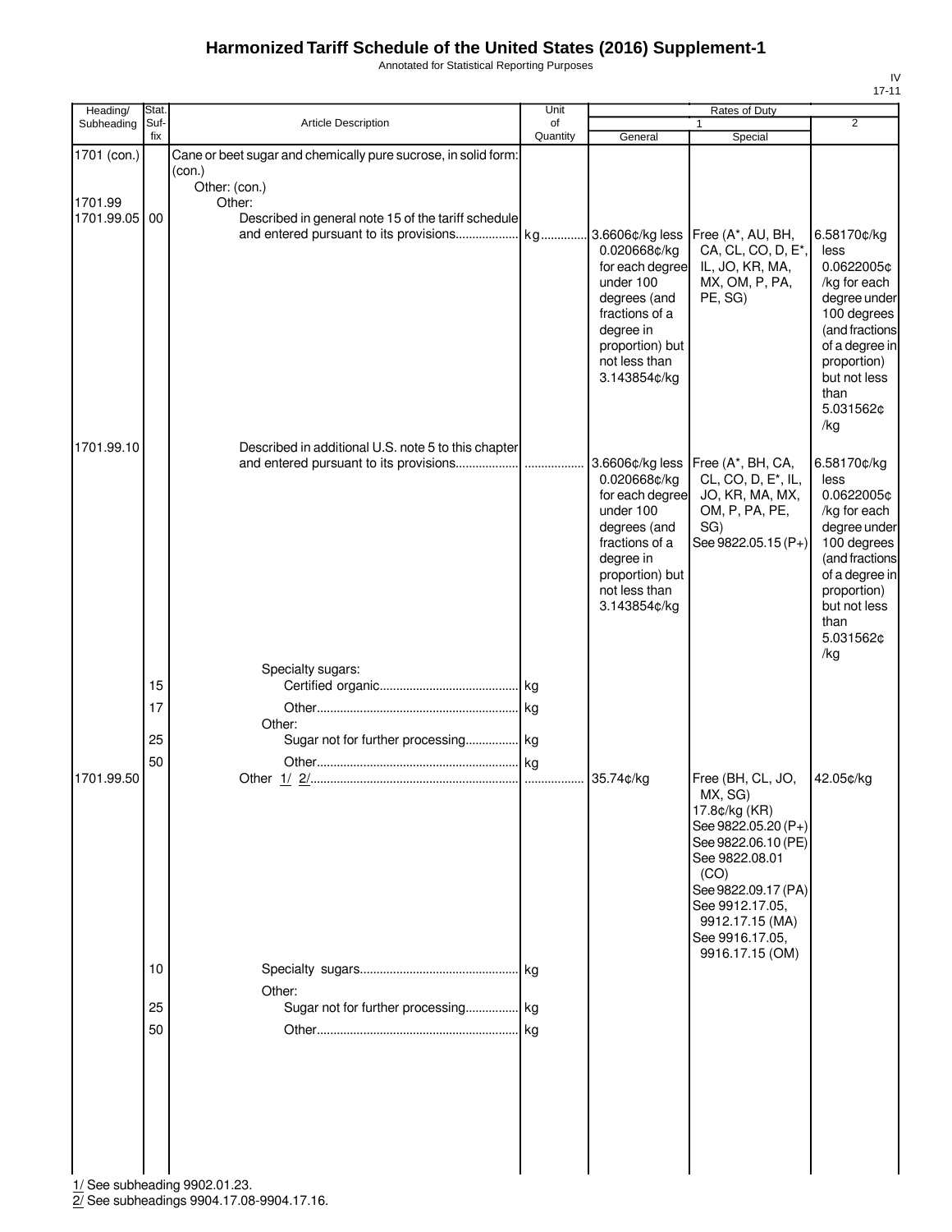# Harmonized Tariff Schedule of the United States (2016) Supplement-1

Annotated for Statistical Reporting Purposes

IV
17-11

| Heading/ Subheading | Stat. Suf- fix | Article Description | Unit of Quantity | Rates of Duty 1 General | Rates of Duty 1 Special | Rates of Duty 2 |
|---|---|---|---|---|---|---|
| 1701 (con.) | | Cane or beet sugar and chemically pure sucrose, in solid form: (con.) | | | | |
| | | Other: (con.) | | | | |
| 1701.99 | | Other: | | | | |
| 1701.99.05 | 00 | Described in general note 15 of the tariff schedule and entered pursuant to its provisions.................. | kg | 3.6606¢/kg less 0.020668¢/kg for each degree under 100 degrees (and fractions of a degree in proportion) but not less than 3.143854¢/kg | Free (A*, AU, BH, CA, CL, CO, D, E*, IL, JO, KR, MA, MX, OM, P, PA, PE, SG) | 6.58170¢/kg less 0.0622005¢ /kg for each degree under 100 degrees (and fractions of a degree in proportion) but not less than 5.031562¢ /kg |
| 1701.99.10 | | Described in additional U.S. note 5 to this chapter and entered pursuant to its provisions.................. | | 3.6606¢/kg less 0.020668¢/kg for each degree under 100 degrees (and fractions of a degree in proportion) but not less than 3.143854¢/kg | Free (A*, BH, CA, CL, CO, D, E*, IL, JO, KR, MA, MX, OM, P, PA, PE, SG) See 9822.05.15 (P+) | 6.58170¢/kg less 0.0622005¢ /kg for each degree under 100 degrees (and fractions of a degree in proportion) but not less than 5.031562¢ /kg |
| | | Specialty sugars: | | | | |
| | 15 | Certified organic.......................................... | kg | | | |
| | 17 | Other............................................................ | kg | | | |
| | | Other: | | | | |
| | 25 | Sugar not for further processing................ | kg | | | |
| | 50 | Other............................................................ | kg | | | |
| 1701.99.50 | | Other 1/ 2/............................................................... | | 35.74¢/kg | Free (BH, CL, JO, MX, SG) 17.8¢/kg (KR) See 9822.05.20 (P+) See 9822.06.10 (PE) See 9822.08.01 (CO) See 9822.09.17 (PA) See 9912.17.05, 9912.17.15 (MA) See 9916.17.05, 9916.17.15 (OM) | 42.05¢/kg |
| | 10 | Specialty sugars................................................ | kg | | | |
| | | Other: | | | | |
| | 25 | Sugar not for further processing................ | kg | | | |
| | 50 | Other............................................................ | kg | | | |

1/ See subheading 9902.01.23.

2/ See subheadings 9904.17.08-9904.17.16.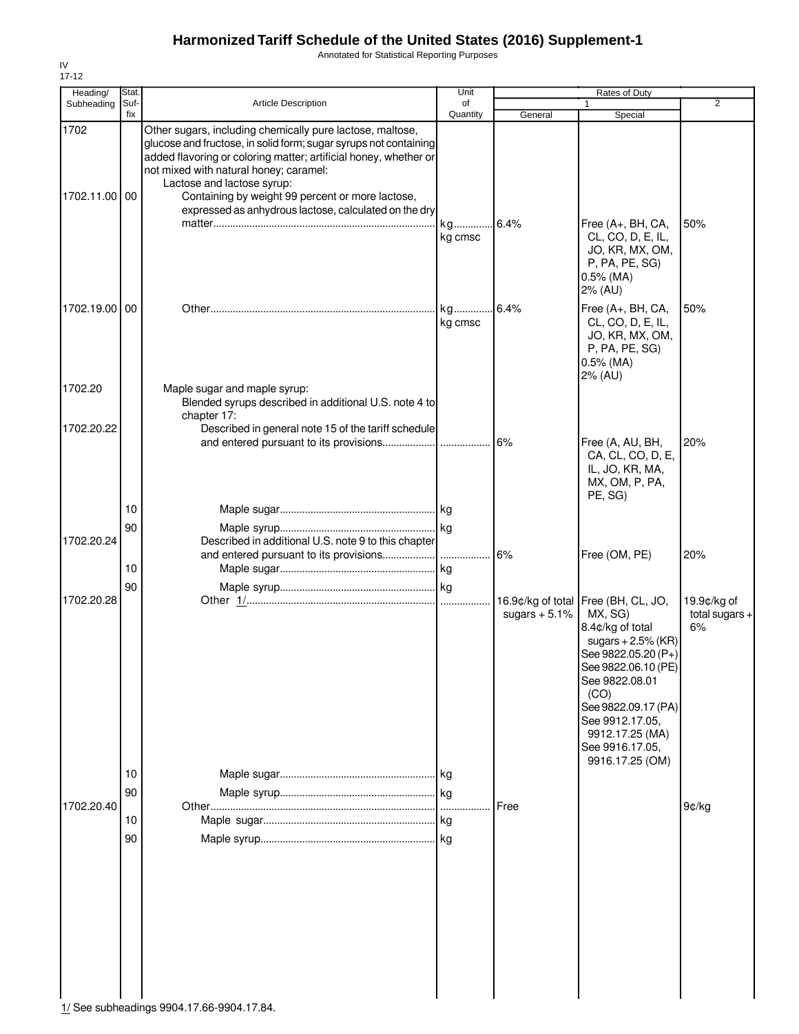# Harmonized Tariff Schedule of the United States (2016) Supplement-1

Annotated for Statistical Reporting Purposes

IV
17-12

| Heading/ Subheading | Stat. Suf-fix | Article Description | Unit of Quantity | Rates of Duty 1 General | Rates of Duty 1 Special | Rates of Duty 2 |
|---|---|---|---|---|---|---|
| 1702 | | Other sugars, including chemically pure lactose, maltose, glucose and fructose, in solid form; sugar syrups not containing added flavoring or coloring matter; artificial honey, whether or not mixed with natural honey; caramel: | | | | |
| | | Lactose and lactose syrup: | | | | |
| 1702.11.00 | 00 | Containing by weight 99 percent or more lactose, expressed as anhydrous lactose, calculated on the dry matter | kg<br>kg cmsc | 6.4% | Free (A+, BH, CA, CL, CO, D, E, IL, JO, KR, MX, OM, P, PA, PE, SG)<br>0.5% (MA)<br>2% (AU) | 50% |
| 1702.19.00 | 00 | Other | kg<br>kg cmsc | 6.4% | Free (A+, BH, CA, CL, CO, D, E, IL, JO, KR, MX, OM, P, PA, PE, SG)<br>0.5% (MA)<br>2% (AU) | 50% |
| 1702.20 | | Maple sugar and maple syrup: | | | | |
| | | Blended syrups described in additional U.S. note 4 to chapter 17: | | | | |
| 1702.20.22 | | Described in general note 15 of the tariff schedule and entered pursuant to its provisions | | 6% | Free (A, AU, BH, CA, CL, CO, D, E, IL, JO, KR, MA, MX, OM, P, PA, PE, SG) | 20% |
| | 10 | Maple sugar | kg | | | |
| | 90 | Maple syrup | kg | | | |
| 1702.20.24 | | Described in additional U.S. note 9 to this chapter and entered pursuant to its provisions | | 6% | Free (OM, PE) | 20% |
| | 10 | Maple sugar | kg | | | |
| | 90 | Maple syrup | kg | | | |
| 1702.20.28 | | Other 1/ | | 16.9¢/kg of total sugars + 5.1% | Free (BH, CL, JO, MX, SG)<br>8.4¢/kg of total sugars + 2.5% (KR)<br>See 9822.05.20 (P+)<br>See 9822.06.10 (PE)<br>See 9822.08.01 (CO)<br>See 9822.09.17 (PA)<br>See 9912.17.05, 9912.17.25 (MA)<br>See 9916.17.05, 9916.17.25 (OM) | 19.9¢/kg of total sugars + 6% |
| | 10 | Maple sugar | kg | | | |
| | 90 | Maple syrup | kg | | | |
| 1702.20.40 | | Other | | Free | | 9¢/kg |
| | 10 | Maple sugar | kg | | | |
| | 90 | Maple syrup | kg | | | |

1/ See subheadings 9904.17.66-9904.17.84.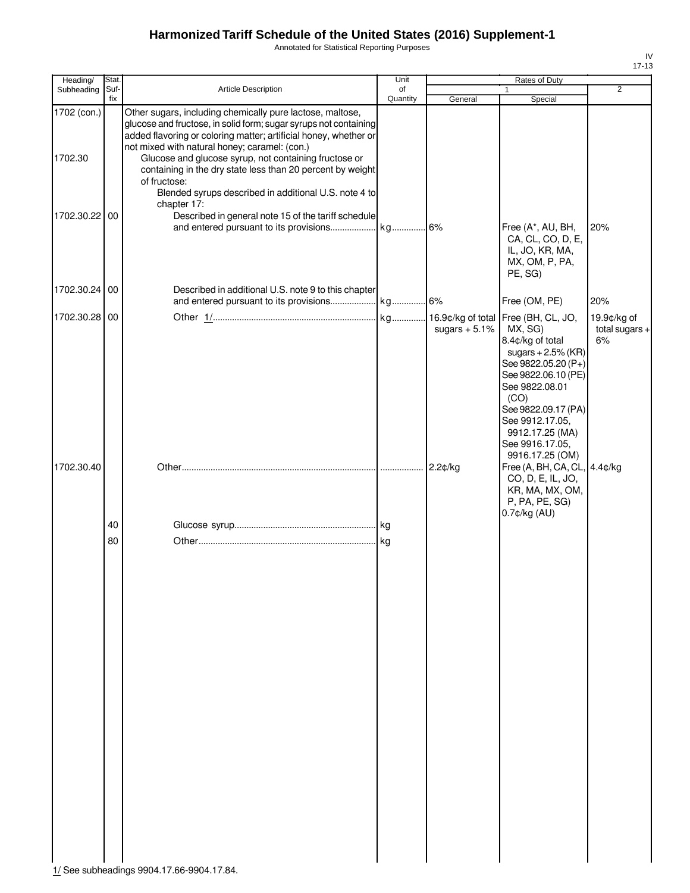# Harmonized Tariff Schedule of the United States (2016) Supplement-1

Annotated for Statistical Reporting Purposes

IV
17-13

| Heading/ Subheading | Stat. Suf-fix | Article Description | Unit of Quantity | Rates of Duty 1 General | Rates of Duty 1 Special | Rates of Duty 2 |
|---|---|---|---|---|---|---|
| 1702 (con.) | | Other sugars, including chemically pure lactose, maltose, glucose and fructose, in solid form; sugar syrups not containing added flavoring or coloring matter; artificial honey, whether or not mixed with natural honey; caramel: (con.) | | | | |
| 1702.30 | | Glucose and glucose syrup, not containing fructose or containing in the dry state less than 20 percent by weight of fructose: | | | | |
| | | Blended syrups described in additional U.S. note 4 to chapter 17: | | | | |
| 1702.30.22 | 00 | Described in general note 15 of the tariff schedule and entered pursuant to its provisions | kg | 6% | Free (A*, AU, BH, CA, CL, CO, D, E, IL, JO, KR, MA, MX, OM, P, PA, PE, SG) | 20% |
| 1702.30.24 | 00 | Described in additional U.S. note 9 to this chapter and entered pursuant to its provisions | kg | 6% | Free (OM, PE) | 20% |
| 1702.30.28 | 00 | Other 1/ | kg | 16.9¢/kg of total sugars + 5.1% | Free (BH, CL, JO, MX, SG) 8.4¢/kg of total sugars + 2.5% (KR) See 9822.05.20 (P+) See 9822.06.10 (PE) See 9822.08.01 (CO) See 9822.09.17 (PA) See 9912.17.05, 9912.17.25 (MA) See 9916.17.05, 9916.17.25 (OM) | 19.9¢/kg of total sugars + 6% |
| 1702.30.40 | | Other | | 2.2¢/kg | Free (A, BH, CA, CL, CO, D, E, IL, JO, KR, MA, MX, OM, P, PA, PE, SG) 0.7¢/kg (AU) | 4.4¢/kg |
| | 40 | Glucose syrup | kg | | | |
| | 80 | Other | kg | | | |

1/ See subheadings 9904.17.66-9904.17.84.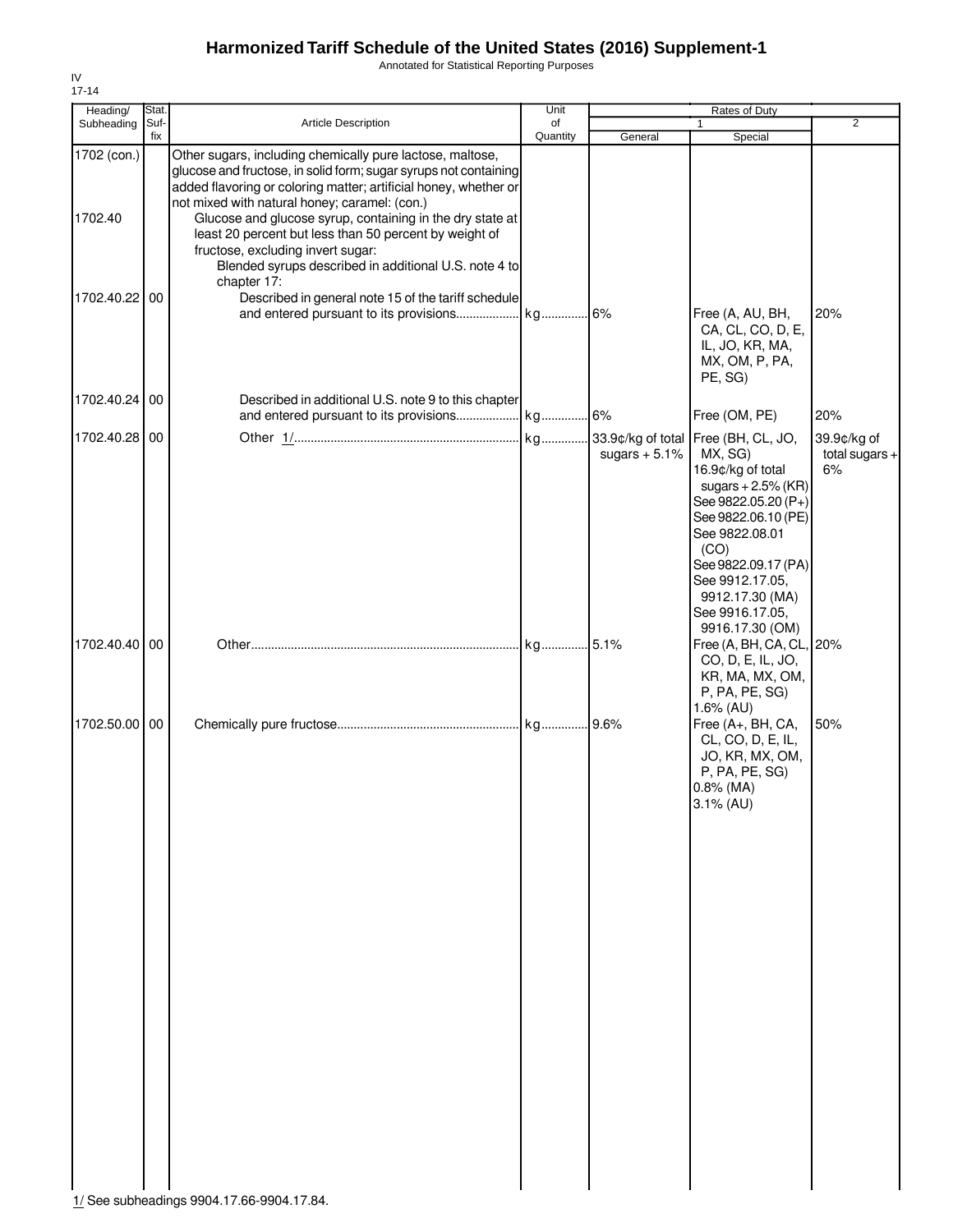# Harmonized Tariff Schedule of the United States (2016) Supplement-1

Annotated for Statistical Reporting Purposes

IV
17-14

| Heading/ Subheading | Stat. Suf- fix | Article Description | Unit of Quantity | Rates of Duty 1 General | Rates of Duty 1 Special | Rates of Duty 2 |
|---|---|---|---|---|---|---|
| 1702 (con.) | | Other sugars, including chemically pure lactose, maltose, glucose and fructose, in solid form; sugar syrups not containing added flavoring or coloring matter; artificial honey, whether or not mixed with natural honey; caramel: (con.) | | | | |
| 1702.40 | | Glucose and glucose syrup, containing in the dry state at least 20 percent but less than 50 percent by weight of fructose, excluding invert sugar: | | | | |
| | | Blended syrups described in additional U.S. note 4 to chapter 17: | | | | |
| 1702.40.22 | 00 | Described in general note 15 of the tariff schedule and entered pursuant to its provisions | kg | 6% | Free (A, AU, BH, CA, CL, CO, D, E, IL, JO, KR, MA, MX, OM, P, PA, PE, SG) | 20% |
| 1702.40.24 | 00 | Described in additional U.S. note 9 to this chapter and entered pursuant to its provisions | kg | 6% | Free (OM, PE) | 20% |
| 1702.40.28 | 00 | Other 1/ | kg | 33.9¢/kg of total sugars + 5.1% | Free (BH, CL, JO, MX, SG) 16.9¢/kg of total sugars + 2.5% (KR) See 9822.05.20 (P+) See 9822.06.10 (PE) See 9822.08.01 (CO) See 9822.09.17 (PA) See 9912.17.05, 9912.17.30 (MA) See 9916.17.05, 9916.17.30 (OM) | 39.9¢/kg of total sugars + 6% |
| 1702.40.40 | 00 | Other | kg | 5.1% | Free (A, BH, CA, CL, CO, D, E, IL, JO, KR, MA, MX, OM, P, PA, PE, SG) 1.6% (AU) | 20% |
| 1702.50.00 | 00 | Chemically pure fructose | kg | 9.6% | Free (A+, BH, CA, CL, CO, D, E, IL, JO, KR, MX, OM, P, PA, PE, SG) 0.8% (MA) 3.1% (AU) | 50% |

1/ See subheadings 9904.17.66-9904.17.84.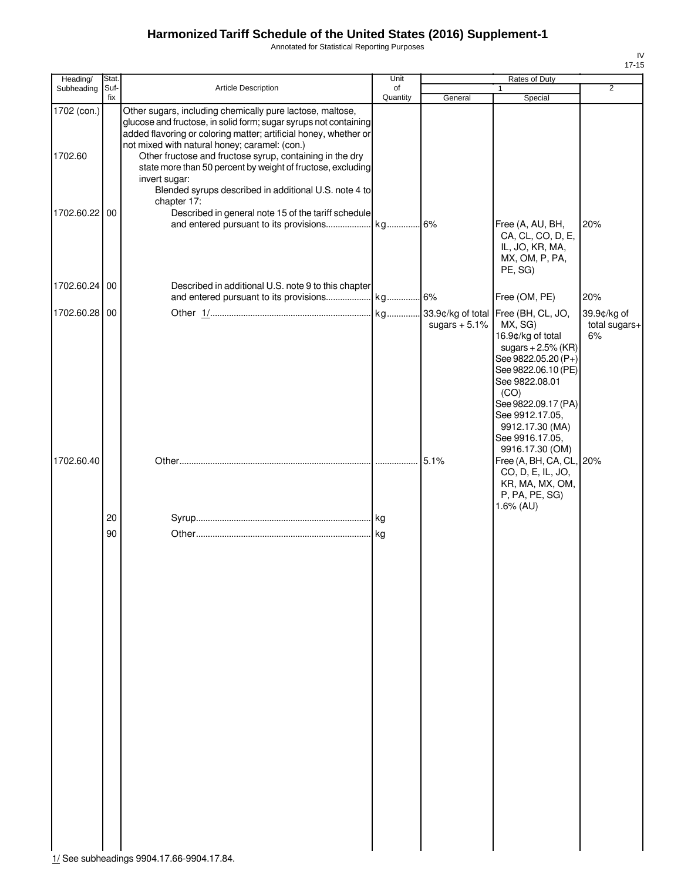# Harmonized Tariff Schedule of the United States (2016) Supplement-1

Annotated for Statistical Reporting Purposes

| Heading/ Subheading | Stat. Suf- fix | Article Description | Unit of Quantity | Rates of Duty 1 General | Rates of Duty 1 Special | Rates of Duty 2 |
|---|---|---|---|---|---|---|
| 1702 (con.) | | Other sugars, including chemically pure lactose, maltose, glucose and fructose, in solid form; sugar syrups not containing added flavoring or coloring matter; artificial honey, whether or not mixed with natural honey; caramel: (con.) | | | | |
| 1702.60 | | Other fructose and fructose syrup, containing in the dry state more than 50 percent by weight of fructose, excluding invert sugar: | | | | |
| | | Blended syrups described in additional U.S. note 4 to chapter 17: | | | | |
| 1702.60.22 | 00 | Described in general note 15 of the tariff schedule and entered pursuant to its provisions | kg | 6% | Free (A, AU, BH, CA, CL, CO, D, E, IL, JO, KR, MA, MX, OM, P, PA, PE, SG) | 20% |
| 1702.60.24 | 00 | Described in additional U.S. note 9 to this chapter and entered pursuant to its provisions | kg | 6% | Free (OM, PE) | 20% |
| 1702.60.28 | 00 | Other 1/ | kg | 33.9¢/kg of total sugars + 5.1% | Free (BH, CL, JO, MX, SG) 16.9¢/kg of total sugars + 2.5% (KR) See 9822.05.20 (P+) See 9822.06.10 (PE) See 9822.08.01 (CO) See 9822.09.17 (PA) See 9912.17.05, 9912.17.30 (MA) See 9916.17.05, 9916.17.30 (OM) | 39.9¢/kg of total sugars+ 6% |
| 1702.60.40 | | Other | | 5.1% | Free (A, BH, CA, CL, CO, D, E, IL, JO, KR, MA, MX, OM, P, PA, PE, SG) 1.6% (AU) | 20% |
| | 20 | Syrup | kg | | | |
| | 90 | Other | kg | | | |

1/ See subheadings 9904.17.66-9904.17.84.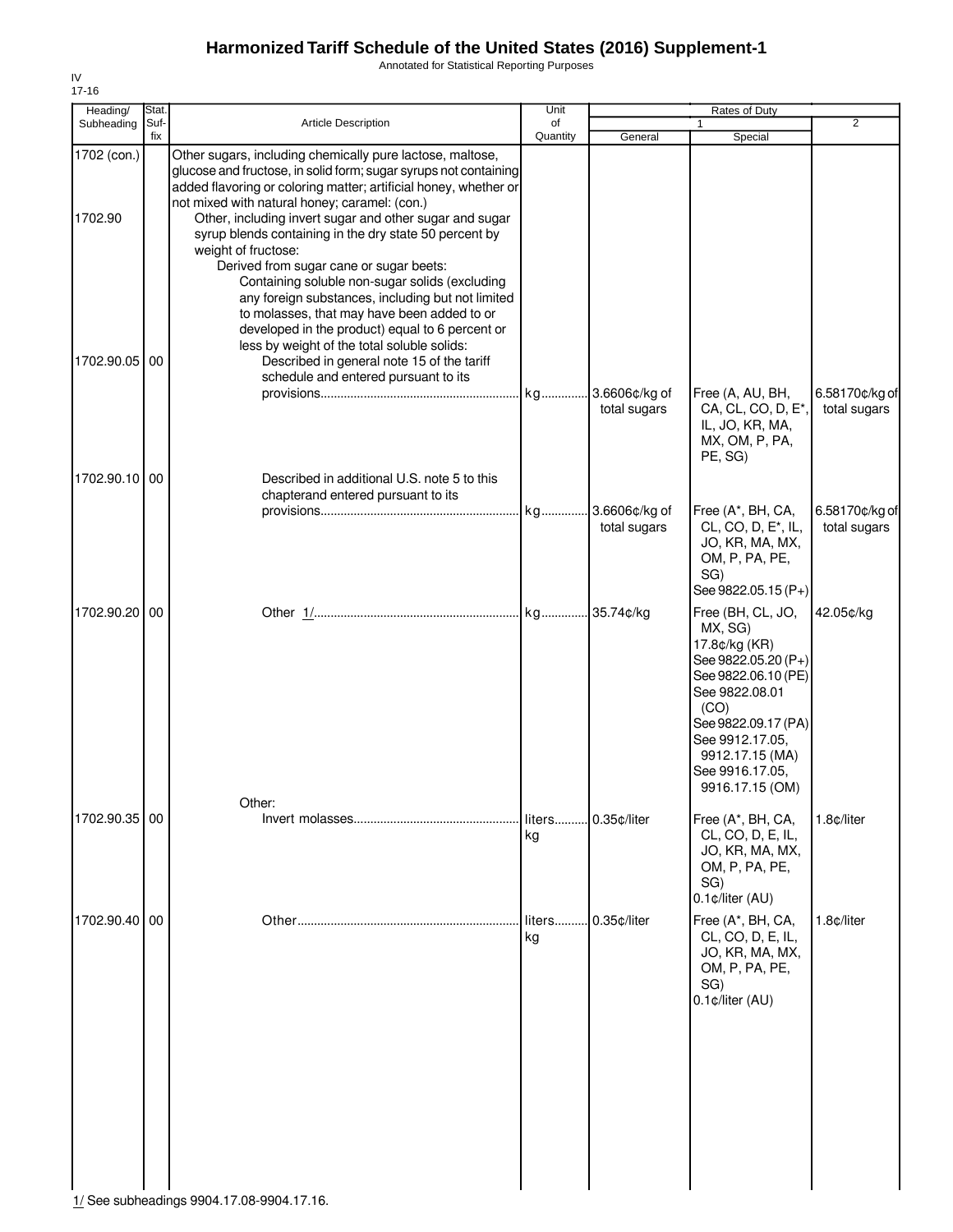# Harmonized Tariff Schedule of the United States (2016) Supplement-1

Annotated for Statistical Reporting Purposes

IV
17-16

| Heading/ Subheading | Stat. Suf-fix | Article Description | Unit of Quantity | Rates of Duty 1 General | Special | 2 |
|---|---|---|---|---|---|---|
| 1702 (con.) | | Other sugars, including chemically pure lactose, maltose, glucose and fructose, in solid form; sugar syrups not containing added flavoring or coloring matter; artificial honey, whether or not mixed with natural honey; caramel: (con.) | | | | |
| 1702.90 | | Other, including invert sugar and other sugar and sugar syrup blends containing in the dry state 50 percent by weight of fructose: | | | | |
| | | Derived from sugar cane or sugar beets: | | | | |
| | | Containing soluble non-sugar solids (excluding any foreign substances, including but not limited to molasses, that may have been added to or developed in the product) equal to 6 percent or less by weight of the total soluble solids: | | | | |
| 1702.90.05 | 00 | Described in general note 15 of the tariff schedule and entered pursuant to its provisions | kg | 3.6606¢/kg of total sugars | Free (A, AU, BH, CA, CL, CO, D, E*, IL, JO, KR, MA, MX, OM, P, PA, PE, SG) | 6.58170¢/kg of total sugars |
| 1702.90.10 | 00 | Described in additional U.S. note 5 to this chapterand entered pursuant to its provisions | kg | 3.6606¢/kg of total sugars | Free (A*, BH, CA, CL, CO, D, E*, IL, JO, KR, MA, MX, OM, P, PA, PE, SG) See 9822.05.15 (P+) | 6.58170¢/kg of total sugars |
| 1702.90.20 | 00 | Other 1/ | kg | 35.74¢/kg | Free (BH, CL, JO, MX, SG) 17.8¢/kg (KR) See 9822.05.20 (P+) See 9822.06.10 (PE) See 9822.08.01 (CO) See 9822.09.17 (PA) See 9912.17.05, 9912.17.15 (MA) See 9916.17.05, 9916.17.15 (OM) | 42.05¢/kg |
| | | Other: | | | | |
| 1702.90.35 | 00 | Invert molasses | liters kg | 0.35¢/liter | Free (A*, BH, CA, CL, CO, D, E, IL, JO, KR, MA, MX, OM, P, PA, PE, SG) 0.1¢/liter (AU) | 1.8¢/liter |
| 1702.90.40 | 00 | Other | liters kg | 0.35¢/liter | Free (A*, BH, CA, CL, CO, D, E, IL, JO, KR, MA, MX, OM, P, PA, PE, SG) 0.1¢/liter (AU) | 1.8¢/liter |

1/ See subheadings 9904.17.08-9904.17.16.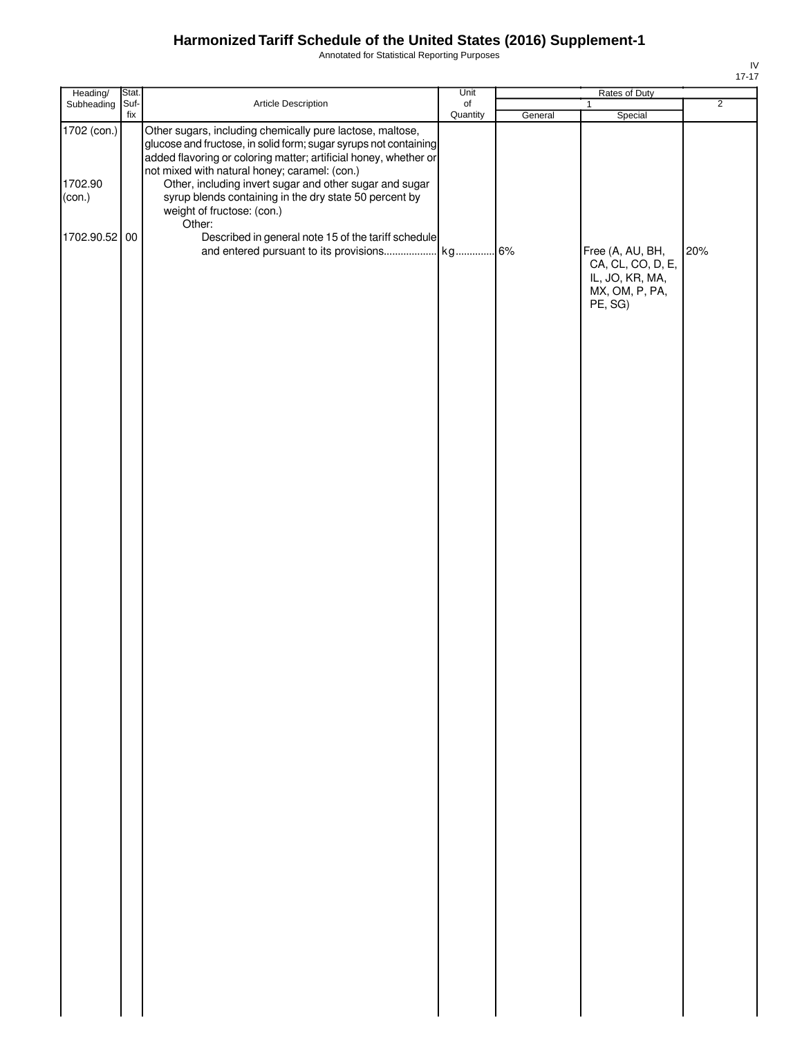# Harmonized Tariff Schedule of the United States (2016) Supplement-1

Annotated for Statistical Reporting Purposes

IV
17-17

| Heading/ Subheading | Stat. Suf-fix | Article Description | Unit of Quantity | Rates of Duty 1 General | Rates of Duty 1 Special | Rates of Duty 2 |
|---|---|---|---|---|---|---|
| 1702 (con.) | | Other sugars, including chemically pure lactose, maltose, glucose and fructose, in solid form; sugar syrups not containing added flavoring or coloring matter; artificial honey, whether or not mixed with natural honey; caramel: (con.) | | | | |
| 1702.90 (con.) | | Other, including invert sugar and other sugar and sugar syrup blends containing in the dry state 50 percent by weight of fructose: (con.) | | | | |
| | | Other: | | | | |
| 1702.90.52 | 00 | Described in general note 15 of the tariff schedule and entered pursuant to its provisions.................. | kg | 6% | Free (A, AU, BH, CA, CL, CO, D, E, IL, JO, KR, MA, MX, OM, P, PA, PE, SG) | 20% |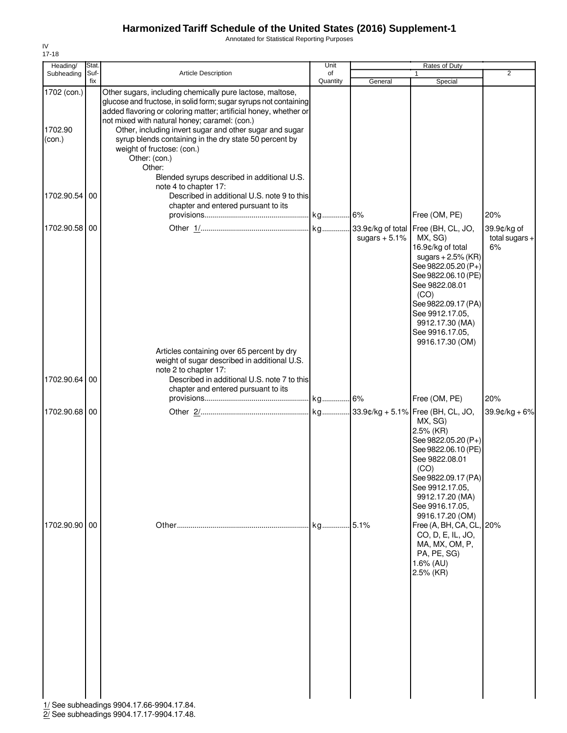# Harmonized Tariff Schedule of the United States (2016) Supplement-1

Annotated for Statistical Reporting Purposes

IV
17-18

| Heading/ Subheading | Stat. Suf-fix | Article Description | Unit of Quantity | Rates of Duty 1 General | Rates of Duty 1 Special | Rates of Duty 2 |
|---|---|---|---|---|---|---|
| 1702 (con.) | | Other sugars, including chemically pure lactose, maltose, glucose and fructose, in solid form; sugar syrups not containing added flavoring or coloring matter; artificial honey, whether or not mixed with natural honey; caramel: (con.) | | | | |
| 1702.90 (con.) | | Other, including invert sugar and other sugar and sugar syrup blends containing in the dry state 50 percent by weight of fructose: (con.) | | | | |
| | | Other: (con.) | | | | |
| | | Other: | | | | |
| | | Blended syrups described in additional U.S. note 4 to chapter 17: | | | | |
| 1702.90.54 | 00 | Described in additional U.S. note 9 to this chapter and entered pursuant to its provisions | kg | 6% | Free (OM, PE) | 20% |
| 1702.90.58 | 00 | Other 1/ | kg | 33.9¢/kg of total sugars + 5.1% | Free (BH, CL, JO, MX, SG) 16.9¢/kg of total sugars + 2.5% (KR) See 9822.05.20 (P+) See 9822.06.10 (PE) See 9822.08.01 (CO) See 9822.09.17 (PA) See 9912.17.05, 9912.17.30 (MA) See 9916.17.05, 9916.17.30 (OM) | 39.9¢/kg of total sugars + 6% |
| | | Articles containing over 65 percent by dry weight of sugar described in additional U.S. note 2 to chapter 17: | | | | |
| 1702.90.64 | 00 | Described in additional U.S. note 7 to this chapter and entered pursuant to its provisions | kg | 6% | Free (OM, PE) | 20% |
| 1702.90.68 | 00 | Other 2/ | kg | 33.9¢/kg + 5.1% | Free (BH, CL, JO, MX, SG) 2.5% (KR) See 9822.05.20 (P+) See 9822.06.10 (PE) See 9822.08.01 (CO) See 9822.09.17 (PA) See 9912.17.05, 9912.17.20 (MA) See 9916.17.05, 9916.17.20 (OM) | 39.9¢/kg + 6% |
| 1702.90.90 | 00 | Other | kg | 5.1% | Free (A, BH, CA, CL, CO, D, E, IL, JO, MA, MX, OM, P, PA, PE, SG) 1.6% (AU) 2.5% (KR) | 20% |

1/ See subheadings 9904.17.66-9904.17.84.
2/ See subheadings 9904.17.17-9904.17.48.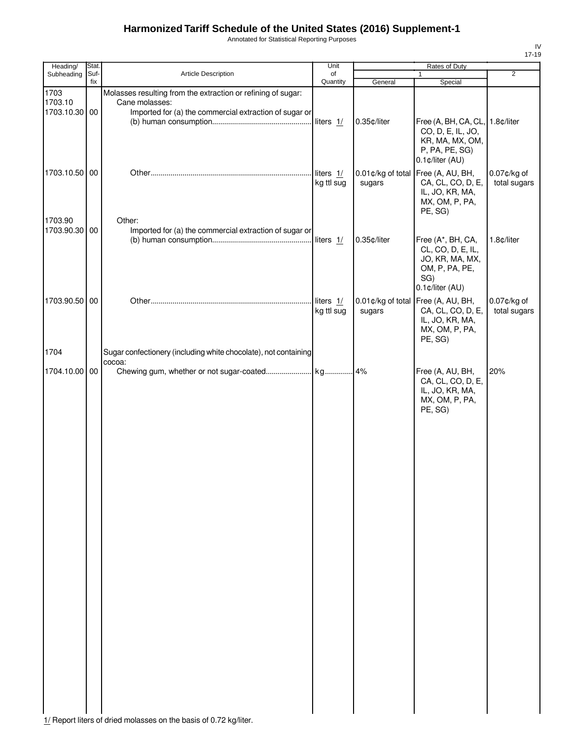# Harmonized Tariff Schedule of the United States (2016) Supplement-1

Annotated for Statistical Reporting Purposes

| Heading/ Subheading | Stat. Suf- fix | Article Description | Unit of Quantity | Rates of Duty 1 General | Rates of Duty 1 Special | Rates of Duty 2 |
|---|---|---|---|---|---|---|
| 1703 | | Molasses resulting from the extraction or refining of sugar: | | | | |
| 1703.10 | | Cane molasses: | | | | |
| 1703.10.30 | 00 | Imported for (a) the commercial extraction of sugar or (b) human consumption | liters 1/ | 0.35¢/liter | Free (A, BH, CA, CL, CO, D, E, IL, JO, KR, MA, MX, OM, P, PA, PE, SG) 0.1¢/liter (AU) | 1.8¢/liter |
| 1703.10.50 | 00 | Other | liters 1/ kg ttl sug | 0.01¢/kg of total sugars | Free (A, AU, BH, CA, CL, CO, D, E, IL, JO, KR, MA, MX, OM, P, PA, PE, SG) | 0.07¢/kg of total sugars |
| 1703.90 | | Other: | | | | |
| 1703.90.30 | 00 | Imported for (a) the commercial extraction of sugar or (b) human consumption | liters 1/ | 0.35¢/liter | Free (A*, BH, CA, CL, CO, D, E, IL, JO, KR, MA, MX, OM, P, PA, PE, SG) 0.1¢/liter (AU) | 1.8¢/liter |
| 1703.90.50 | 00 | Other | liters 1/ kg ttl sug | 0.01¢/kg of total sugars | Free (A, AU, BH, CA, CL, CO, D, E, IL, JO, KR, MA, MX, OM, P, PA, PE, SG) | 0.07¢/kg of total sugars |
| 1704 | | Sugar confectionery (including white chocolate), not containing cocoa: | | | | |
| 1704.10.00 | 00 | Chewing gum, whether or not sugar-coated | kg | 4% | Free (A, AU, BH, CA, CL, CO, D, E, IL, JO, KR, MA, MX, OM, P, PA, PE, SG) | 20% |

1/ Report liters of dried molasses on the basis of 0.72 kg/liter.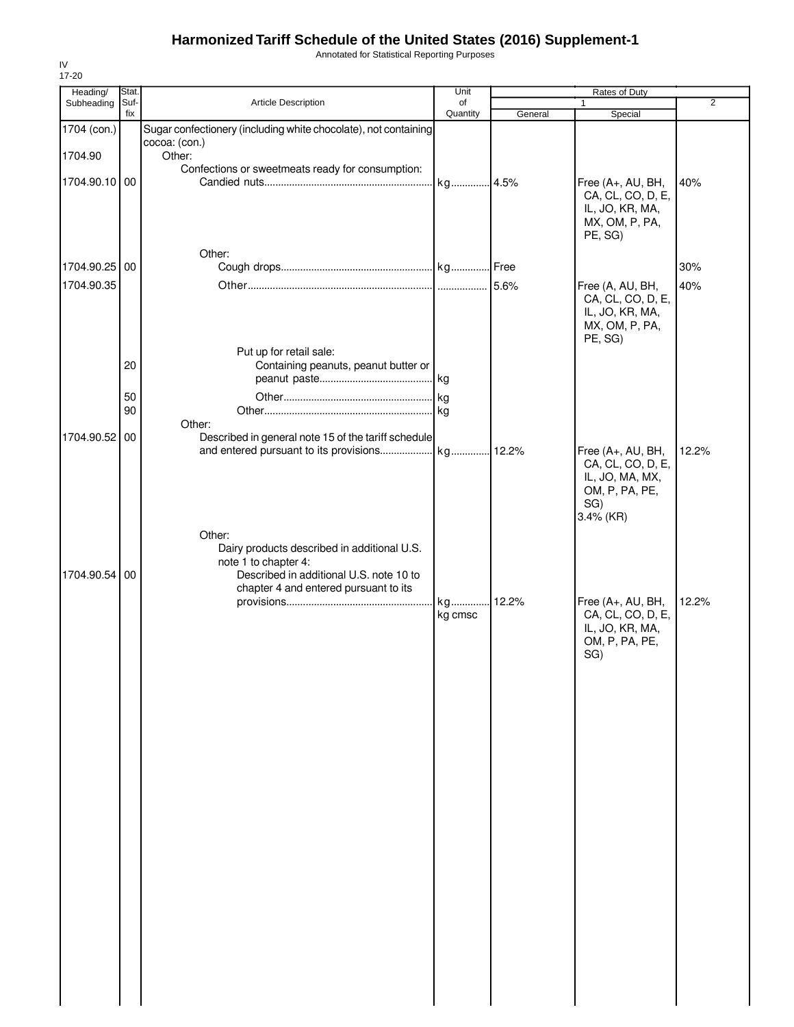# Harmonized Tariff Schedule of the United States (2016) Supplement-1

Annotated for Statistical Reporting Purposes

IV
17-20

| Heading/ Subheading | Stat. Suf-fix | Article Description | Unit of Quantity | Rates of Duty 1 General | Rates of Duty 1 Special | Rates of Duty 2 |
|---|---|---|---|---|---|---|
| 1704 (con.) | | Sugar confectionery (including white chocolate), not containing cocoa: (con.) | | | | |
| 1704.90 | | Other: | | | | |
| | | Confections or sweetmeats ready for consumption: | | | | |
| 1704.90.10 | 00 | Candied nuts | kg | 4.5% | Free (A+, AU, BH, CA, CL, CO, D, E, IL, JO, KR, MA, MX, OM, P, PA, PE, SG) | 40% |
| | | Other: | | | | |
| 1704.90.25 | 00 | Cough drops | kg | Free | | 30% |
| 1704.90.35 | | Other | | 5.6% | Free (A, AU, BH, CA, CL, CO, D, E, IL, JO, KR, MA, MX, OM, P, PA, PE, SG) | 40% |
| | | Put up for retail sale: | | | | |
| | 20 | Containing peanuts, peanut butter or peanut paste | kg | | | |
| | 50 | Other | kg | | | |
| | 90 | Other | kg | | | |
| | | Other: | | | | |
| 1704.90.52 | 00 | Described in general note 15 of the tariff schedule and entered pursuant to its provisions | kg | 12.2% | Free (A+, AU, BH, CA, CL, CO, D, E, IL, JO, MA, MX, OM, P, PA, PE, SG)<br>3.4% (KR) | 12.2% |
| | | Other: | | | | |
| | | Dairy products described in additional U.S. note 1 to chapter 4: | | | | |
| 1704.90.54 | 00 | Described in additional U.S. note 10 to chapter 4 and entered pursuant to its provisions | kg<br>kg cmsc | 12.2% | Free (A+, AU, BH, CA, CL, CO, D, E, IL, JO, KR, MA, OM, P, PA, PE, SG) | 12.2% |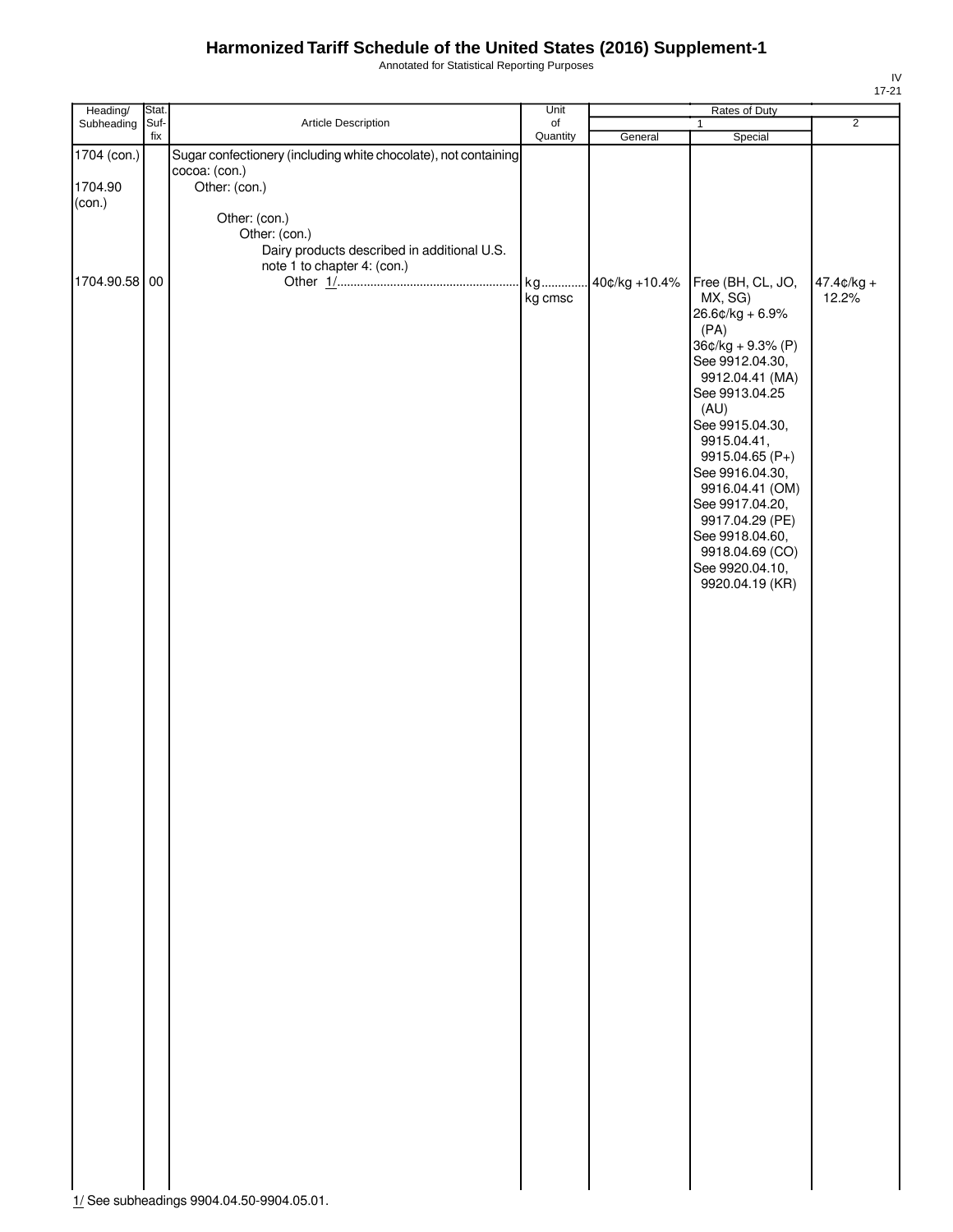# Harmonized Tariff Schedule of the United States (2016) Supplement-1

Annotated for Statistical Reporting Purposes

IV
17-21

| Heading/ Subheading | Stat. Suf- fix | Article Description | Unit of Quantity | Rates of Duty 1 General | Special | 2 |
|---|---|---|---|---|---|---|
| 1704 (con.) | | Sugar confectionery (including white chocolate), not containing cocoa: (con.) | | | | |
| 1704.90 (con.) | | Other: (con.) | | | | |
| | | Other: (con.) | | | | |
| | | Other: (con.) | | | | |
| | | Dairy products described in additional U.S. note 1 to chapter 4: (con.) | | | | |
| 1704.90.58 | 00 | Other 1/ | kg kg cmsc | 40¢/kg +10.4% | Free (BH, CL, JO, MX, SG) 26.6¢/kg + 6.9% (PA) 36¢/kg + 9.3% (P) See 9912.04.30, 9912.04.41 (MA) See 9913.04.25 (AU) See 9915.04.30, 9915.04.41, 9915.04.65 (P+) See 9916.04.30, 9916.04.41 (OM) See 9917.04.20, 9917.04.29 (PE) See 9918.04.60, 9918.04.69 (CO) See 9920.04.10, 9920.04.19 (KR) | 47.4¢/kg + 12.2% |

1/ See subheadings 9904.04.50-9904.05.01.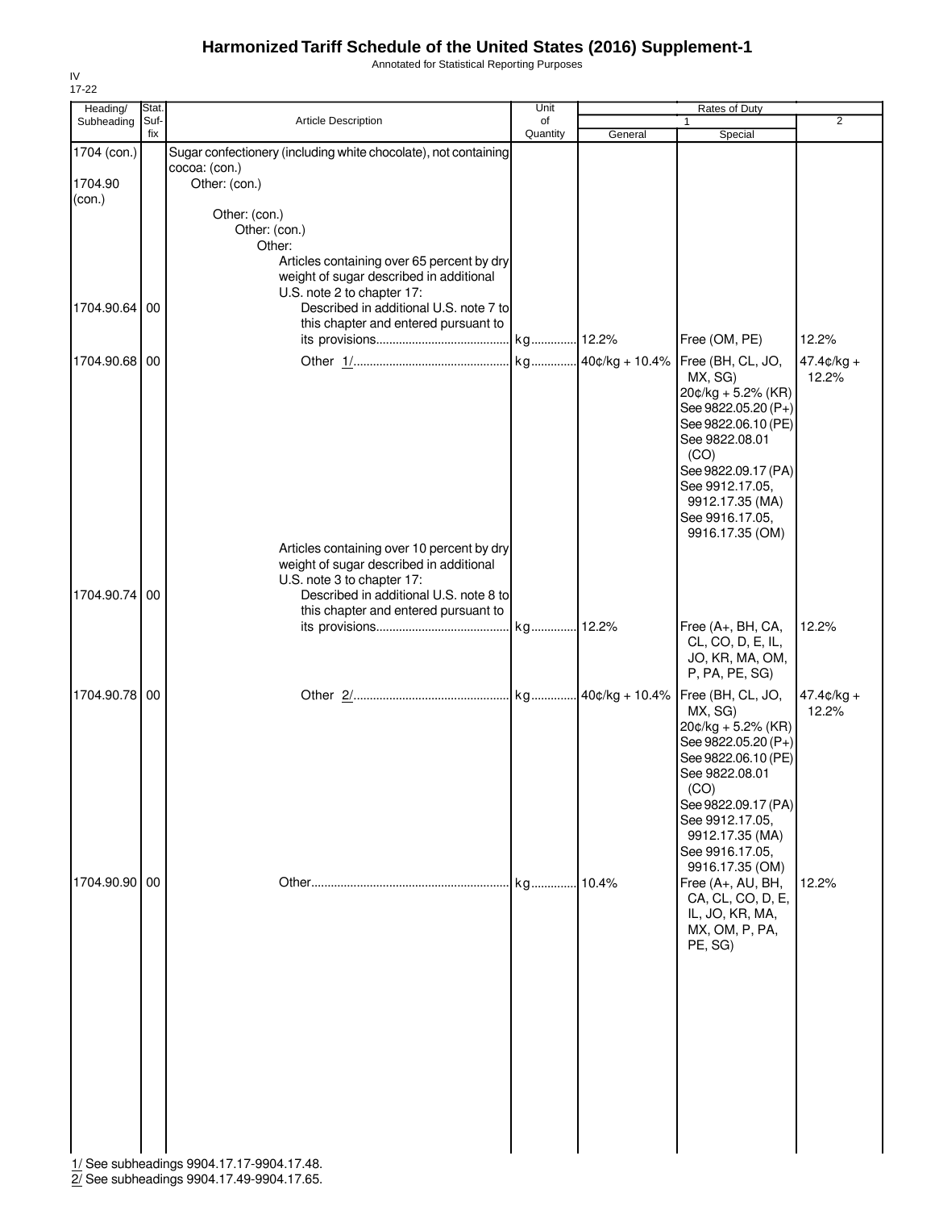# Harmonized Tariff Schedule of the United States (2016) Supplement-1

Annotated for Statistical Reporting Purposes

IV
17-22

| Heading/ Subheading | Stat. Suf- fix | Article Description | Unit of Quantity | Rates of Duty 1 General | Special | 2 |
|---|---|---|---|---|---|---|
| 1704 (con.) | | Sugar confectionery (including white chocolate), not containing cocoa: (con.) | | | | |
| 1704.90 (con.) | | Other: (con.) | | | | |
| | | Other: (con.) | | | | |
| | | Other: (con.) | | | | |
| | | Other: | | | | |
| | | Articles containing over 65 percent by dry weight of sugar described in additional U.S. note 2 to chapter 17: | | | | |
| 1704.90.64 | 00 | Described in additional U.S. note 7 to this chapter and entered pursuant to its provisions | kg | 12.2% | Free (OM, PE) | 12.2% |
| 1704.90.68 | 00 | Other 1/ | kg | 40¢/kg + 10.4% | Free (BH, CL, JO, MX, SG)<br>20¢/kg + 5.2% (KR)<br>See 9822.05.20 (P+)<br>See 9822.06.10 (PE)<br>See 9822.08.01 (CO)<br>See 9822.09.17 (PA)<br>See 9912.17.05, 9912.17.35 (MA)<br>See 9916.17.05, 9916.17.35 (OM) | 47.4¢/kg + 12.2% |
| | | Articles containing over 10 percent by dry weight of sugar described in additional U.S. note 3 to chapter 17: | | | | |
| 1704.90.74 | 00 | Described in additional U.S. note 8 to this chapter and entered pursuant to its provisions | kg | 12.2% | Free (A+, BH, CA, CL, CO, D, E, IL, JO, KR, MA, OM, P, PA, PE, SG) | 12.2% |
| 1704.90.78 | 00 | Other 2/ | kg | 40¢/kg + 10.4% | Free (BH, CL, JO, MX, SG)<br>20¢/kg + 5.2% (KR)<br>See 9822.05.20 (P+)<br>See 9822.06.10 (PE)<br>See 9822.08.01 (CO)<br>See 9822.09.17 (PA)<br>See 9912.17.05, 9912.17.35 (MA)<br>See 9916.17.05, 9916.17.35 (OM) | 47.4¢/kg + 12.2% |
| 1704.90.90 | 00 | Other | kg | 10.4% | Free (A+, AU, BH, CA, CL, CO, D, E, IL, JO, KR, MA, MX, OM, P, PA, PE, SG) | 12.2% |

1/ See subheadings 9904.17.17-9904.17.48.
2/ See subheadings 9904.17.49-9904.17.65.